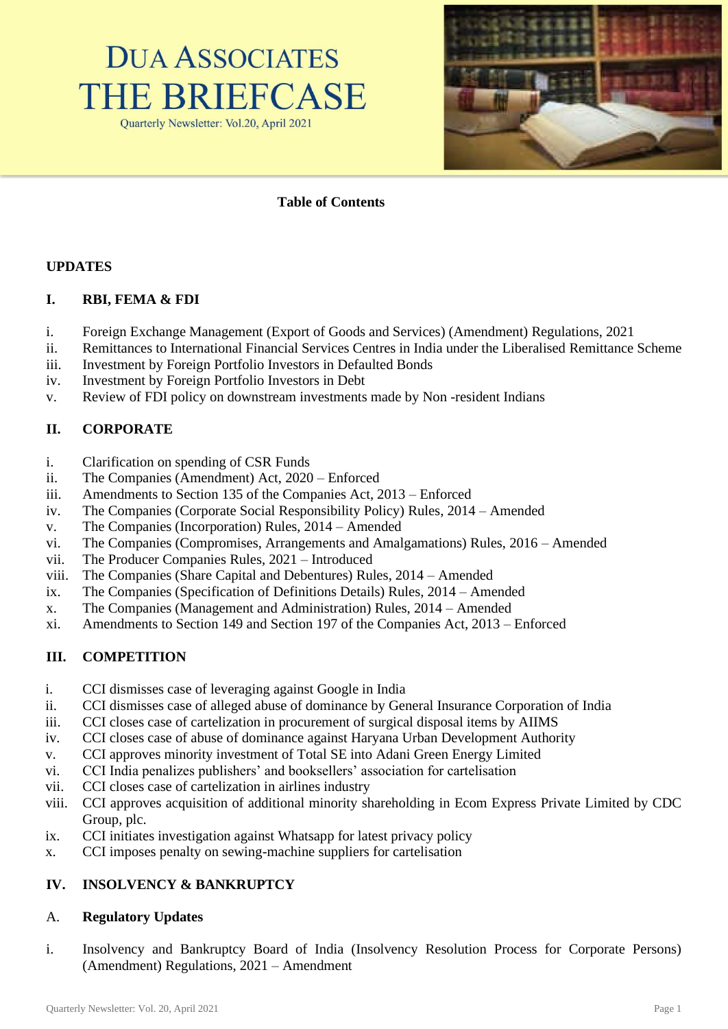# DUA ASSOCIATES
# THE BRIEFCASE

Quarterly Newsletter: Vol.20, April 2021

**Table of Contents**

## UPDATES

### I. RBI, FEMA & FDI

i. Foreign Exchange Management (Export of Goods and Services) (Amendment) Regulations, 2021
ii. Remittances to International Financial Services Centres in India under the Liberalised Remittance Scheme
iii. Investment by Foreign Portfolio Investors in Defaulted Bonds
iv. Investment by Foreign Portfolio Investors in Debt
v. Review of FDI policy on downstream investments made by Non -resident Indians

### II. CORPORATE

i. Clarification on spending of CSR Funds
ii. The Companies (Amendment) Act, 2020 – Enforced
iii. Amendments to Section 135 of the Companies Act, 2013 – Enforced
iv. The Companies (Corporate Social Responsibility Policy) Rules, 2014 – Amended
v. The Companies (Incorporation) Rules, 2014 – Amended
vi. The Companies (Compromises, Arrangements and Amalgamations) Rules, 2016 – Amended
vii. The Producer Companies Rules, 2021 – Introduced
viii. The Companies (Share Capital and Debentures) Rules, 2014 – Amended
ix. The Companies (Specification of Definitions Details) Rules, 2014 – Amended
x. The Companies (Management and Administration) Rules, 2014 – Amended
xi. Amendments to Section 149 and Section 197 of the Companies Act, 2013 – Enforced

### III. COMPETITION

i. CCI dismisses case of leveraging against Google in India
ii. CCI dismisses case of alleged abuse of dominance by General Insurance Corporation of India
iii. CCI closes case of cartelization in procurement of surgical disposal items by AIIMS
iv. CCI closes case of abuse of dominance against Haryana Urban Development Authority
v. CCI approves minority investment of Total SE into Adani Green Energy Limited
vi. CCI India penalizes publishers' and booksellers' association for cartelisation
vii. CCI closes case of cartelization in airlines industry
viii. CCI approves acquisition of additional minority shareholding in Ecom Express Private Limited by CDC Group, plc.
ix. CCI initiates investigation against Whatsapp for latest privacy policy
x. CCI imposes penalty on sewing-machine suppliers for cartelisation

### IV. INSOLVENCY & BANKRUPTCY

#### A. Regulatory Updates

i. Insolvency and Bankruptcy Board of India (Insolvency Resolution Process for Corporate Persons) (Amendment) Regulations, 2021 – Amendment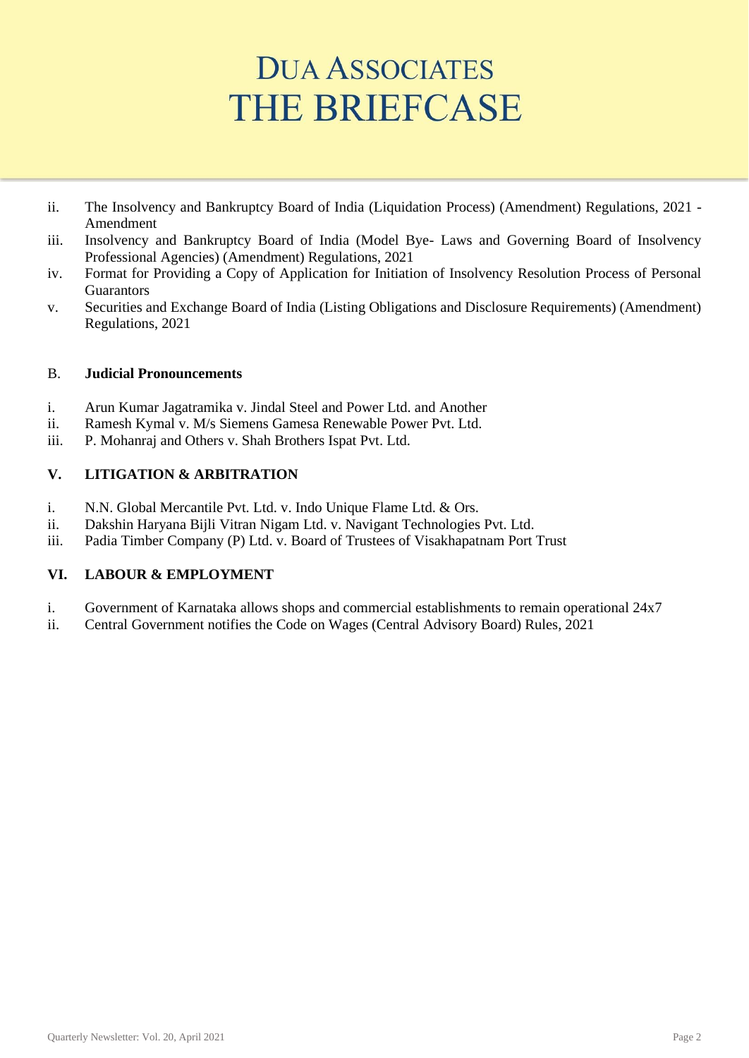ii. The Insolvency and Bankruptcy Board of India (Liquidation Process) (Amendment) Regulations, 2021 - Amendment
iii. Insolvency and Bankruptcy Board of India (Model Bye- Laws and Governing Board of Insolvency Professional Agencies) (Amendment) Regulations, 2021
iv. Format for Providing a Copy of Application for Initiation of Insolvency Resolution Process of Personal Guarantors
v. Securities and Exchange Board of India (Listing Obligations and Disclosure Requirements) (Amendment) Regulations, 2021

B. **Judicial Pronouncements**

i. Arun Kumar Jagatramika v. Jindal Steel and Power Ltd. and Another
ii. Ramesh Kymal v. M/s Siemens Gamesa Renewable Power Pvt. Ltd.
iii. P. Mohanraj and Others v. Shah Brothers Ispat Pvt. Ltd.

**V. LITIGATION & ARBITRATION**

i. N.N. Global Mercantile Pvt. Ltd. v. Indo Unique Flame Ltd. & Ors.
ii. Dakshin Haryana Bijli Vitran Nigam Ltd. v. Navigant Technologies Pvt. Ltd.
iii. Padia Timber Company (P) Ltd. v. Board of Trustees of Visakhapatnam Port Trust

**VI. LABOUR & EMPLOYMENT**

i. Government of Karnataka allows shops and commercial establishments to remain operational 24x7
ii. Central Government notifies the Code on Wages (Central Advisory Board) Rules, 2021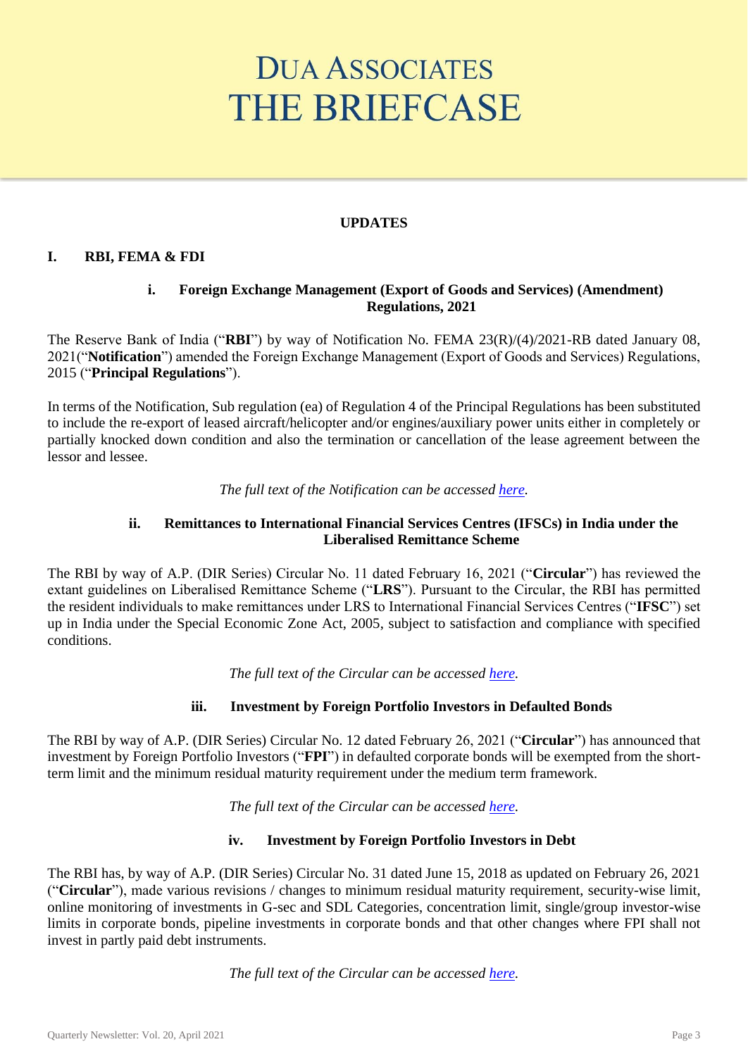# DUA ASSOCIATES
# THE BRIEFCASE

## UPDATES

## I. RBI, FEMA & FDI

### i. Foreign Exchange Management (Export of Goods and Services) (Amendment) Regulations, 2021

The Reserve Bank of India ("**RBI**") by way of Notification No. FEMA 23(R)/(4)/2021-RB dated January 08, 2021("**Notification**") amended the Foreign Exchange Management (Export of Goods and Services) Regulations, 2015 ("**Principal Regulations**").

In terms of the Notification, Sub regulation (ea) of Regulation 4 of the Principal Regulations has been substituted to include the re-export of leased aircraft/helicopter and/or engines/auxiliary power units either in completely or partially knocked down condition and also the termination or cancellation of the lease agreement between the lessor and lessee.

*The full text of the Notification can be accessed here.*

### ii. Remittances to International Financial Services Centres (IFSCs) in India under the Liberalised Remittance Scheme

The RBI by way of A.P. (DIR Series) Circular No. 11 dated February 16, 2021 ("**Circular**") has reviewed the extant guidelines on Liberalised Remittance Scheme ("**LRS**"). Pursuant to the Circular, the RBI has permitted the resident individuals to make remittances under LRS to International Financial Services Centres ("**IFSC**") set up in India under the Special Economic Zone Act, 2005, subject to satisfaction and compliance with specified conditions.

*The full text of the Circular can be accessed here.*

### iii. Investment by Foreign Portfolio Investors in Defaulted Bonds

The RBI by way of A.P. (DIR Series) Circular No. 12 dated February 26, 2021 ("**Circular**") has announced that investment by Foreign Portfolio Investors ("**FPI**") in defaulted corporate bonds will be exempted from the short-term limit and the minimum residual maturity requirement under the medium term framework.

*The full text of the Circular can be accessed here.*

### iv. Investment by Foreign Portfolio Investors in Debt

The RBI has, by way of A.P. (DIR Series) Circular No. 31 dated June 15, 2018 as updated on February 26, 2021 ("**Circular**"), made various revisions / changes to minimum residual maturity requirement, security-wise limit, online monitoring of investments in G-sec and SDL Categories, concentration limit, single/group investor-wise limits in corporate bonds, pipeline investments in corporate bonds and that other changes where FPI shall not invest in partly paid debt instruments.

*The full text of the Circular can be accessed here.*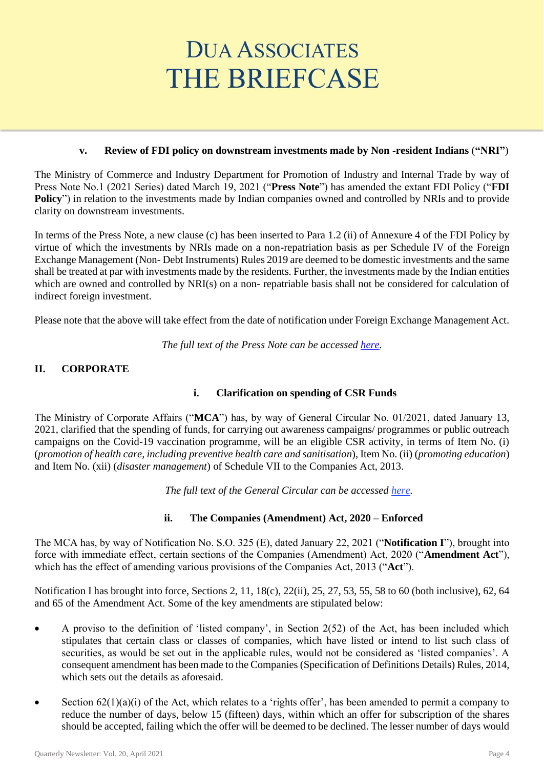#### v. Review of FDI policy on downstream investments made by Non -resident Indians (**"NRI"**)

The Ministry of Commerce and Industry Department for Promotion of Industry and Internal Trade by way of Press Note No.1 (2021 Series) dated March 19, 2021 ("**Press Note**") has amended the extant FDI Policy ("**FDI Policy**") in relation to the investments made by Indian companies owned and controlled by NRIs and to provide clarity on downstream investments.

In terms of the Press Note, a new clause (c) has been inserted to Para 1.2 (ii) of Annexure 4 of the FDI Policy by virtue of which the investments by NRIs made on a non-repatriation basis as per Schedule IV of the Foreign Exchange Management (Non- Debt Instruments) Rules 2019 are deemed to be domestic investments and the same shall be treated at par with investments made by the residents. Further, the investments made by the Indian entities which are owned and controlled by NRI(s) on a non- repatriable basis shall not be considered for calculation of indirect foreign investment.

Please note that the above will take effect from the date of notification under Foreign Exchange Management Act.

*The full text of the Press Note can be accessed here.*

## II. CORPORATE

#### i. Clarification on spending of CSR Funds

The Ministry of Corporate Affairs ("**MCA**") has, by way of General Circular No. 01/2021, dated January 13, 2021, clarified that the spending of funds, for carrying out awareness campaigns/ programmes or public outreach campaigns on the Covid-19 vaccination programme, will be an eligible CSR activity, in terms of Item No. (i) (*promotion of health care, including preventive health care and sanitisation*), Item No. (ii) (*promoting education*) and Item No. (xii) (*disaster management*) of Schedule VII to the Companies Act, 2013.

*The full text of the General Circular can be accessed here.*

#### ii. The Companies (Amendment) Act, 2020 – Enforced

The MCA has, by way of Notification No. S.O. 325 (E), dated January 22, 2021 ("**Notification I**"), brought into force with immediate effect, certain sections of the Companies (Amendment) Act, 2020 ("**Amendment Act**"), which has the effect of amending various provisions of the Companies Act, 2013 ("**Act**").

Notification I has brought into force, Sections 2, 11, 18(c), 22(ii), 25, 27, 53, 55, 58 to 60 (both inclusive), 62, 64 and 65 of the Amendment Act. Some of the key amendments are stipulated below:

- A proviso to the definition of 'listed company', in Section 2(52) of the Act, has been included which stipulates that certain class or classes of companies, which have listed or intend to list such class of securities, as would be set out in the applicable rules, would not be considered as 'listed companies'. A consequent amendment has been made to the Companies (Specification of Definitions Details) Rules, 2014, which sets out the details as aforesaid.

- Section 62(1)(a)(i) of the Act, which relates to a 'rights offer', has been amended to permit a company to reduce the number of days, below 15 (fifteen) days, within which an offer for subscription of the shares should be accepted, failing which the offer will be deemed to be declined. The lesser number of days would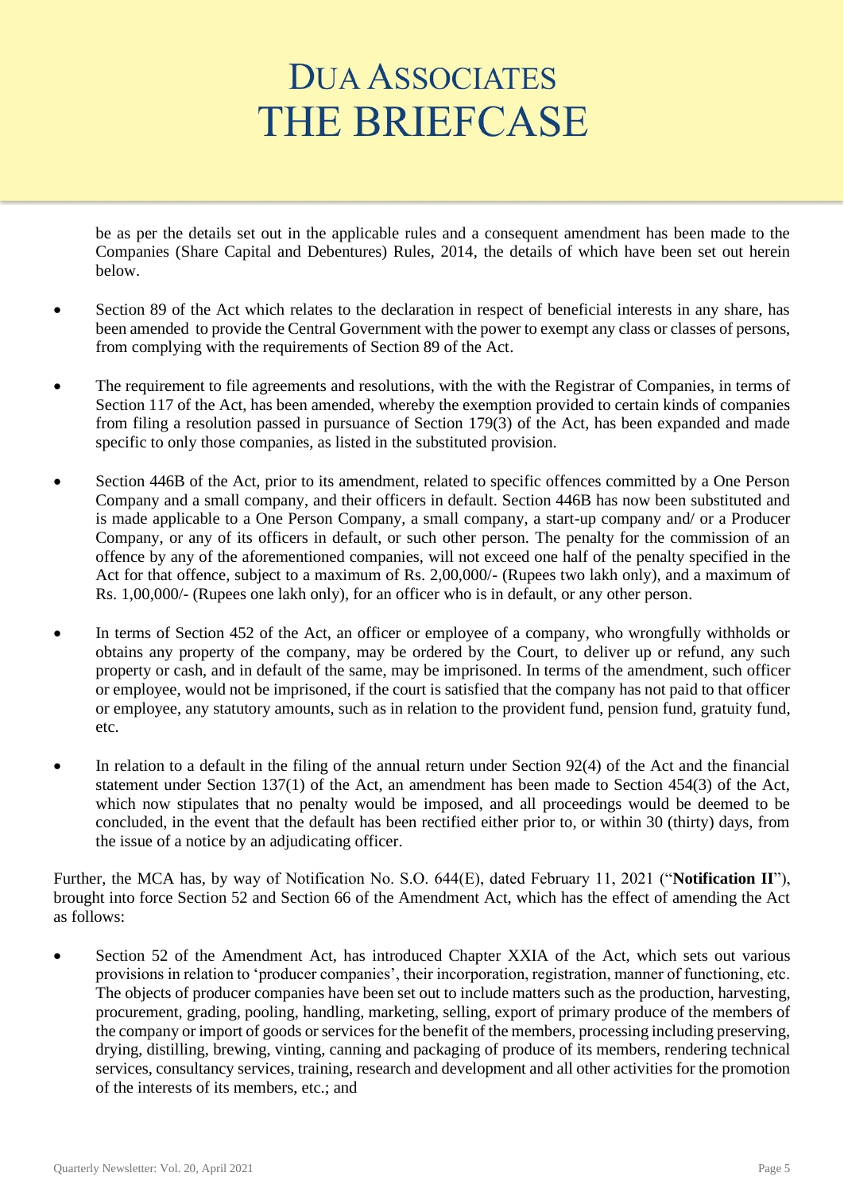be as per the details set out in the applicable rules and a consequent amendment has been made to the Companies (Share Capital and Debentures) Rules, 2014, the details of which have been set out herein below.

- Section 89 of the Act which relates to the declaration in respect of beneficial interests in any share, has been amended to provide the Central Government with the power to exempt any class or classes of persons, from complying with the requirements of Section 89 of the Act.

- The requirement to file agreements and resolutions, with the with the Registrar of Companies, in terms of Section 117 of the Act, has been amended, whereby the exemption provided to certain kinds of companies from filing a resolution passed in pursuance of Section 179(3) of the Act, has been expanded and made specific to only those companies, as listed in the substituted provision.

- Section 446B of the Act, prior to its amendment, related to specific offences committed by a One Person Company and a small company, and their officers in default. Section 446B has now been substituted and is made applicable to a One Person Company, a small company, a start-up company and/ or a Producer Company, or any of its officers in default, or such other person. The penalty for the commission of an offence by any of the aforementioned companies, will not exceed one half of the penalty specified in the Act for that offence, subject to a maximum of Rs. 2,00,000/- (Rupees two lakh only), and a maximum of Rs. 1,00,000/- (Rupees one lakh only), for an officer who is in default, or any other person.

- In terms of Section 452 of the Act, an officer or employee of a company, who wrongfully withholds or obtains any property of the company, may be ordered by the Court, to deliver up or refund, any such property or cash, and in default of the same, may be imprisoned. In terms of the amendment, such officer or employee, would not be imprisoned, if the court is satisfied that the company has not paid to that officer or employee, any statutory amounts, such as in relation to the provident fund, pension fund, gratuity fund, etc.

- In relation to a default in the filing of the annual return under Section 92(4) of the Act and the financial statement under Section 137(1) of the Act, an amendment has been made to Section 454(3) of the Act, which now stipulates that no penalty would be imposed, and all proceedings would be deemed to be concluded, in the event that the default has been rectified either prior to, or within 30 (thirty) days, from the issue of a notice by an adjudicating officer.

Further, the MCA has, by way of Notification No. S.O. 644(E), dated February 11, 2021 ("**Notification II**"), brought into force Section 52 and Section 66 of the Amendment Act, which has the effect of amending the Act as follows:

- Section 52 of the Amendment Act, has introduced Chapter XXIA of the Act, which sets out various provisions in relation to 'producer companies', their incorporation, registration, manner of functioning, etc. The objects of producer companies have been set out to include matters such as the production, harvesting, procurement, grading, pooling, handling, marketing, selling, export of primary produce of the members of the company or import of goods or services for the benefit of the members, processing including preserving, drying, distilling, brewing, vinting, canning and packaging of produce of its members, rendering technical services, consultancy services, training, research and development and all other activities for the promotion of the interests of its members, etc.; and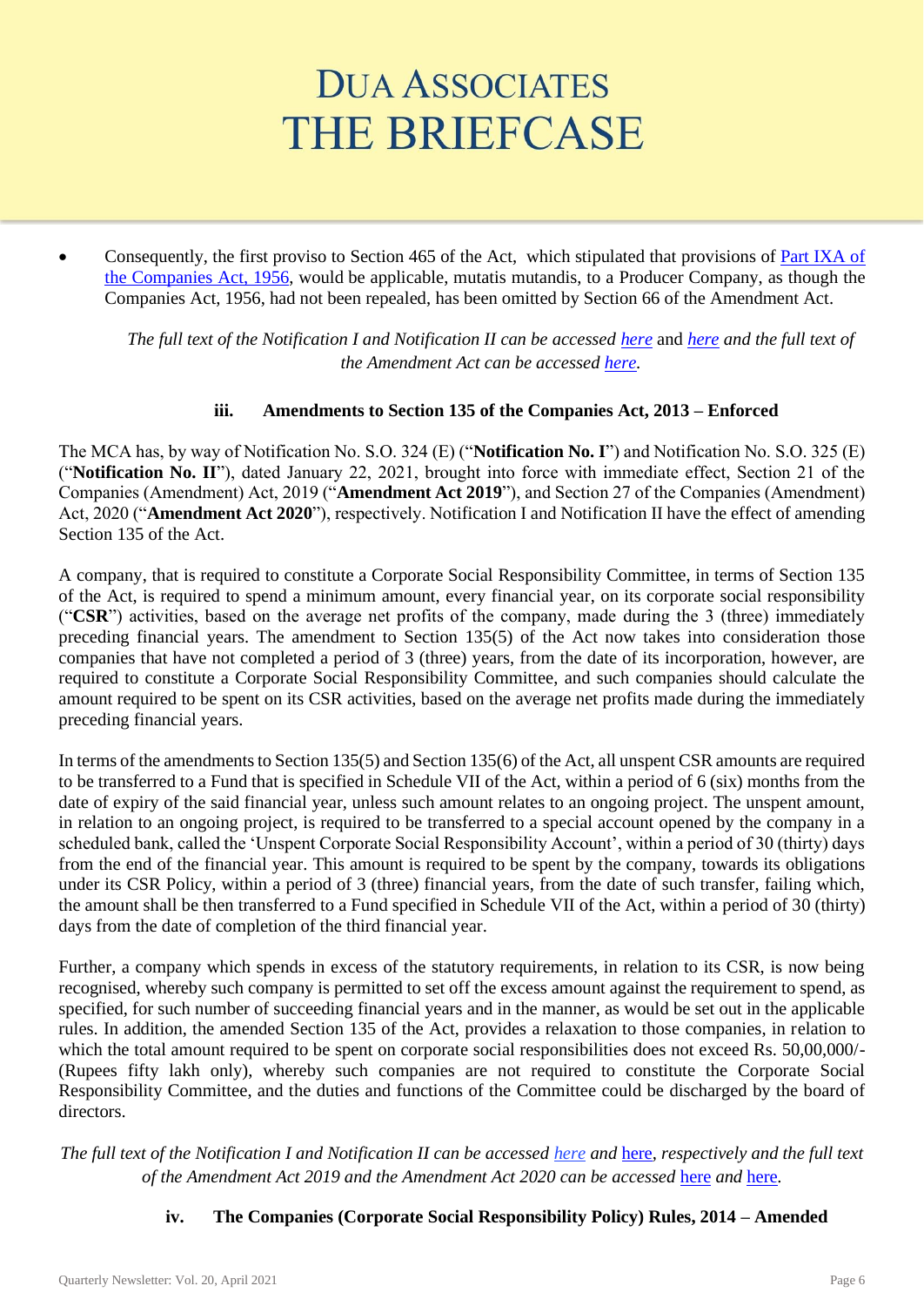- Consequently, the first proviso to Section 465 of the Act, which stipulated that provisions of [Part IXA of the Companies Act, 1956](), would be applicable, mutatis mutandis, to a Producer Company, as though the Companies Act, 1956, had not been repealed, has been omitted by Section 66 of the Amendment Act.

*The full text of the Notification I and Notification II can be accessed here and here and the full text of the Amendment Act can be accessed here.*

### iii. Amendments to Section 135 of the Companies Act, 2013 – Enforced

The MCA has, by way of Notification No. S.O. 324 (E) ("**Notification No. I**") and Notification No. S.O. 325 (E) ("**Notification No. II**"), dated January 22, 2021, brought into force with immediate effect, Section 21 of the Companies (Amendment) Act, 2019 ("**Amendment Act 2019**"), and Section 27 of the Companies (Amendment) Act, 2020 ("**Amendment Act 2020**"), respectively. Notification I and Notification II have the effect of amending Section 135 of the Act.

A company, that is required to constitute a Corporate Social Responsibility Committee, in terms of Section 135 of the Act, is required to spend a minimum amount, every financial year, on its corporate social responsibility ("**CSR**") activities, based on the average net profits of the company, made during the 3 (three) immediately preceding financial years. The amendment to Section 135(5) of the Act now takes into consideration those companies that have not completed a period of 3 (three) years, from the date of its incorporation, however, are required to constitute a Corporate Social Responsibility Committee, and such companies should calculate the amount required to be spent on its CSR activities, based on the average net profits made during the immediately preceding financial years.

In terms of the amendments to Section 135(5) and Section 135(6) of the Act, all unspent CSR amounts are required to be transferred to a Fund that is specified in Schedule VII of the Act, within a period of 6 (six) months from the date of expiry of the said financial year, unless such amount relates to an ongoing project. The unspent amount, in relation to an ongoing project, is required to be transferred to a special account opened by the company in a scheduled bank, called the 'Unspent Corporate Social Responsibility Account', within a period of 30 (thirty) days from the end of the financial year. This amount is required to be spent by the company, towards its obligations under its CSR Policy, within a period of 3 (three) financial years, from the date of such transfer, failing which, the amount shall be then transferred to a Fund specified in Schedule VII of the Act, within a period of 30 (thirty) days from the date of completion of the third financial year.

Further, a company which spends in excess of the statutory requirements, in relation to its CSR, is now being recognised, whereby such company is permitted to set off the excess amount against the requirement to spend, as specified, for such number of succeeding financial years and in the manner, as would be set out in the applicable rules. In addition, the amended Section 135 of the Act, provides a relaxation to those companies, in relation to which the total amount required to be spent on corporate social responsibilities does not exceed Rs. 50,00,000/- (Rupees fifty lakh only), whereby such companies are not required to constitute the Corporate Social Responsibility Committee, and the duties and functions of the Committee could be discharged by the board of directors.

*The full text of the Notification I and Notification II can be accessed here and here, respectively and the full text of the Amendment Act 2019 and the Amendment Act 2020 can be accessed here and here.*

### iv. The Companies (Corporate Social Responsibility Policy) Rules, 2014 – Amended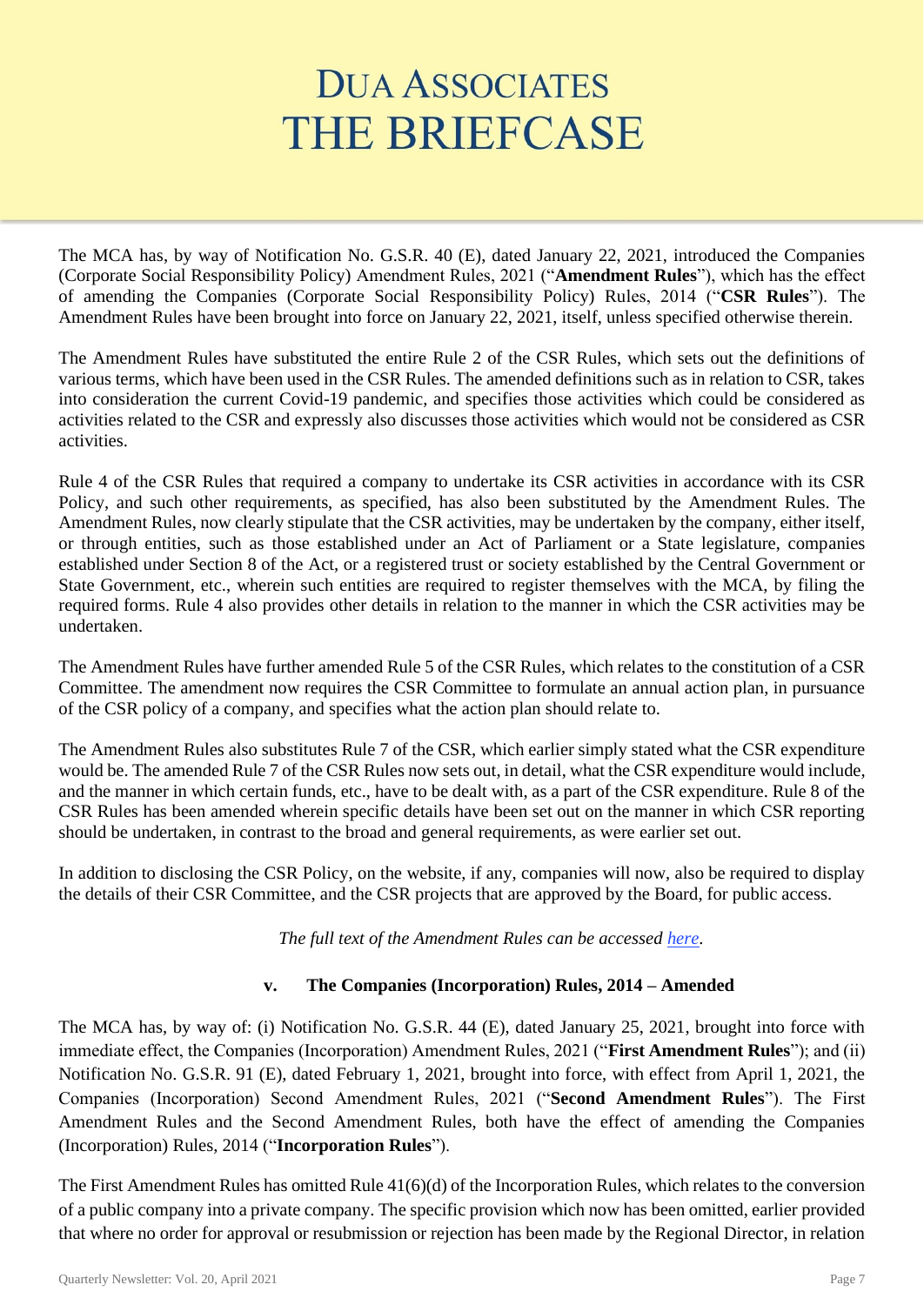The MCA has, by way of Notification No. G.S.R. 40 (E), dated January 22, 2021, introduced the Companies (Corporate Social Responsibility Policy) Amendment Rules, 2021 ("**Amendment Rules**"), which has the effect of amending the Companies (Corporate Social Responsibility Policy) Rules, 2014 ("**CSR Rules**"). The Amendment Rules have been brought into force on January 22, 2021, itself, unless specified otherwise therein.

The Amendment Rules have substituted the entire Rule 2 of the CSR Rules, which sets out the definitions of various terms, which have been used in the CSR Rules. The amended definitions such as in relation to CSR, takes into consideration the current Covid-19 pandemic, and specifies those activities which could be considered as activities related to the CSR and expressly also discusses those activities which would not be considered as CSR activities.

Rule 4 of the CSR Rules that required a company to undertake its CSR activities in accordance with its CSR Policy, and such other requirements, as specified, has also been substituted by the Amendment Rules. The Amendment Rules, now clearly stipulate that the CSR activities, may be undertaken by the company, either itself, or through entities, such as those established under an Act of Parliament or a State legislature, companies established under Section 8 of the Act, or a registered trust or society established by the Central Government or State Government, etc., wherein such entities are required to register themselves with the MCA, by filing the required forms. Rule 4 also provides other details in relation to the manner in which the CSR activities may be undertaken.

The Amendment Rules have further amended Rule 5 of the CSR Rules, which relates to the constitution of a CSR Committee. The amendment now requires the CSR Committee to formulate an annual action plan, in pursuance of the CSR policy of a company, and specifies what the action plan should relate to.

The Amendment Rules also substitutes Rule 7 of the CSR, which earlier simply stated what the CSR expenditure would be. The amended Rule 7 of the CSR Rules now sets out, in detail, what the CSR expenditure would include, and the manner in which certain funds, etc., have to be dealt with, as a part of the CSR expenditure. Rule 8 of the CSR Rules has been amended wherein specific details have been set out on the manner in which CSR reporting should be undertaken, in contrast to the broad and general requirements, as were earlier set out.

In addition to disclosing the CSR Policy, on the website, if any, companies will now, also be required to display the details of their CSR Committee, and the CSR projects that are approved by the Board, for public access.

*The full text of the Amendment Rules can be accessed here.*

### v. The Companies (Incorporation) Rules, 2014 – Amended

The MCA has, by way of: (i) Notification No. G.S.R. 44 (E), dated January 25, 2021, brought into force with immediate effect, the Companies (Incorporation) Amendment Rules, 2021 ("**First Amendment Rules**"); and (ii) Notification No. G.S.R. 91 (E), dated February 1, 2021, brought into force, with effect from April 1, 2021, the Companies (Incorporation) Second Amendment Rules, 2021 ("**Second Amendment Rules**"). The First Amendment Rules and the Second Amendment Rules, both have the effect of amending the Companies (Incorporation) Rules, 2014 ("**Incorporation Rules**").

The First Amendment Rules has omitted Rule 41(6)(d) of the Incorporation Rules, which relates to the conversion of a public company into a private company. The specific provision which now has been omitted, earlier provided that where no order for approval or resubmission or rejection has been made by the Regional Director, in relation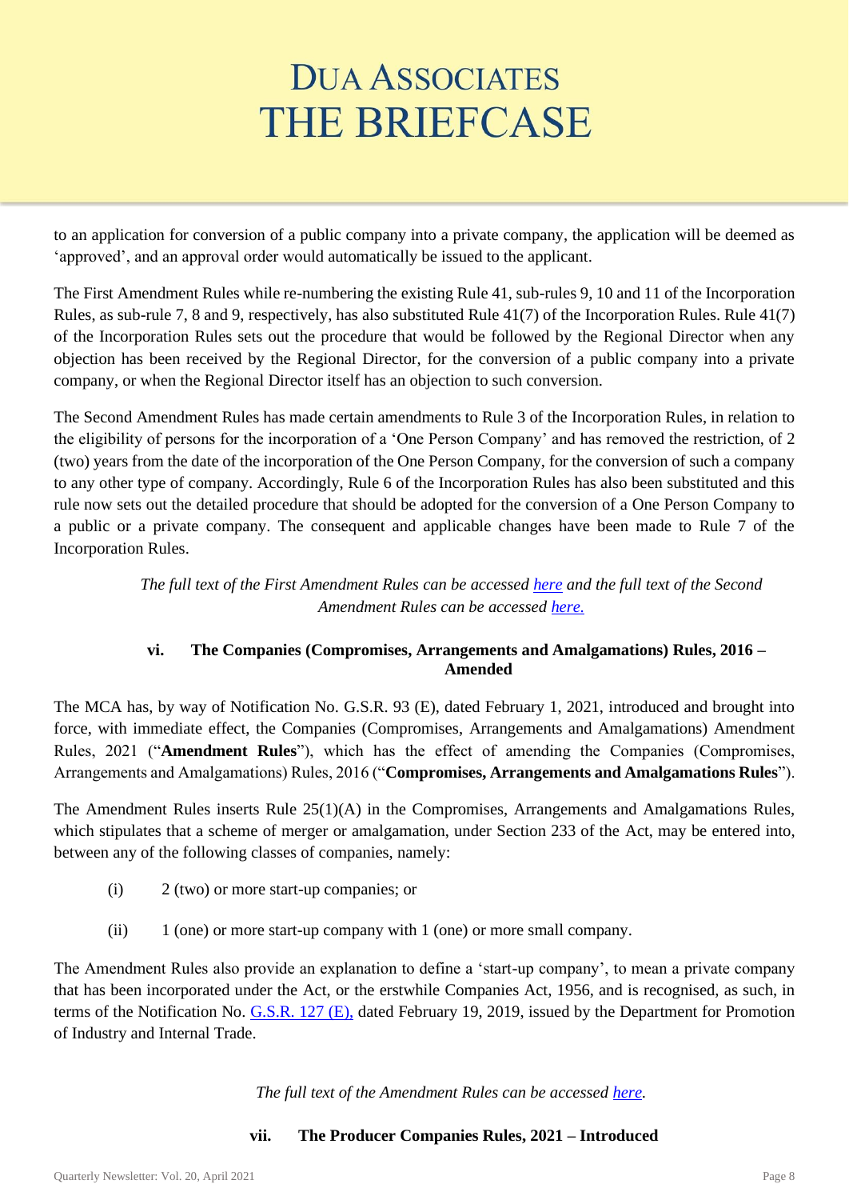to an application for conversion of a public company into a private company, the application will be deemed as 'approved', and an approval order would automatically be issued to the applicant.

The First Amendment Rules while re-numbering the existing Rule 41, sub-rules 9, 10 and 11 of the Incorporation Rules, as sub-rule 7, 8 and 9, respectively, has also substituted Rule 41(7) of the Incorporation Rules. Rule 41(7) of the Incorporation Rules sets out the procedure that would be followed by the Regional Director when any objection has been received by the Regional Director, for the conversion of a public company into a private company, or when the Regional Director itself has an objection to such conversion.

The Second Amendment Rules has made certain amendments to Rule 3 of the Incorporation Rules, in relation to the eligibility of persons for the incorporation of a 'One Person Company' and has removed the restriction, of 2 (two) years from the date of the incorporation of the One Person Company, for the conversion of such a company to any other type of company. Accordingly, Rule 6 of the Incorporation Rules has also been substituted and this rule now sets out the detailed procedure that should be adopted for the conversion of a One Person Company to a public or a private company. The consequent and applicable changes have been made to Rule 7 of the Incorporation Rules.

*The full text of the First Amendment Rules can be accessed here and the full text of the Second Amendment Rules can be accessed here.*

### vi. The Companies (Compromises, Arrangements and Amalgamations) Rules, 2016 – Amended

The MCA has, by way of Notification No. G.S.R. 93 (E), dated February 1, 2021, introduced and brought into force, with immediate effect, the Companies (Compromises, Arrangements and Amalgamations) Amendment Rules, 2021 ("**Amendment Rules**"), which has the effect of amending the Companies (Compromises, Arrangements and Amalgamations) Rules, 2016 ("**Compromises, Arrangements and Amalgamations Rules**").

The Amendment Rules inserts Rule 25(1)(A) in the Compromises, Arrangements and Amalgamations Rules, which stipulates that a scheme of merger or amalgamation, under Section 233 of the Act, may be entered into, between any of the following classes of companies, namely:

(i) 2 (two) or more start-up companies; or

(ii) 1 (one) or more start-up company with 1 (one) or more small company.

The Amendment Rules also provide an explanation to define a 'start-up company', to mean a private company that has been incorporated under the Act, or the erstwhile Companies Act, 1956, and is recognised, as such, in terms of the Notification No. G.S.R. 127 (E), dated February 19, 2019, issued by the Department for Promotion of Industry and Internal Trade.

*The full text of the Amendment Rules can be accessed here.*

### vii. The Producer Companies Rules, 2021 – Introduced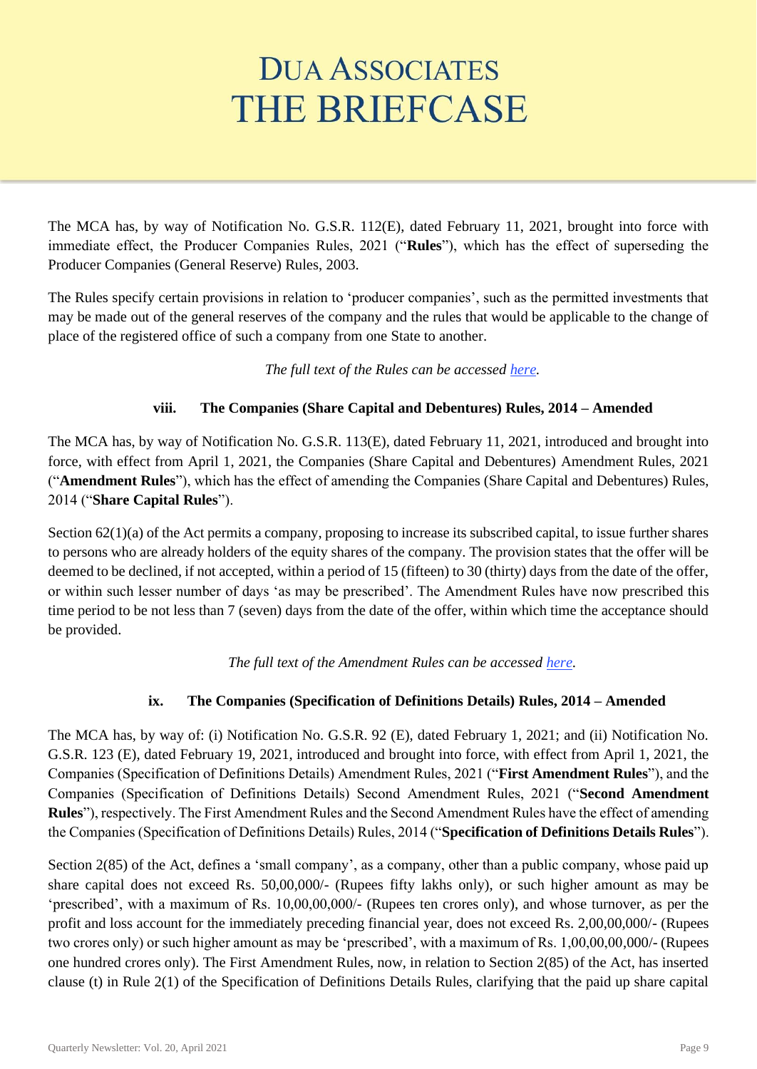The MCA has, by way of Notification No. G.S.R. 112(E), dated February 11, 2021, brought into force with immediate effect, the Producer Companies Rules, 2021 ("**Rules**"), which has the effect of superseding the Producer Companies (General Reserve) Rules, 2003.

The Rules specify certain provisions in relation to 'producer companies', such as the permitted investments that may be made out of the general reserves of the company and the rules that would be applicable to the change of place of the registered office of such a company from one State to another.

*The full text of the Rules can be accessed here.*

### viii. The Companies (Share Capital and Debentures) Rules, 2014 – Amended

The MCA has, by way of Notification No. G.S.R. 113(E), dated February 11, 2021, introduced and brought into force, with effect from April 1, 2021, the Companies (Share Capital and Debentures) Amendment Rules, 2021 ("**Amendment Rules**"), which has the effect of amending the Companies (Share Capital and Debentures) Rules, 2014 ("**Share Capital Rules**").

Section 62(1)(a) of the Act permits a company, proposing to increase its subscribed capital, to issue further shares to persons who are already holders of the equity shares of the company. The provision states that the offer will be deemed to be declined, if not accepted, within a period of 15 (fifteen) to 30 (thirty) days from the date of the offer, or within such lesser number of days 'as may be prescribed'. The Amendment Rules have now prescribed this time period to be not less than 7 (seven) days from the date of the offer, within which time the acceptance should be provided.

*The full text of the Amendment Rules can be accessed here.*

### ix. The Companies (Specification of Definitions Details) Rules, 2014 – Amended

The MCA has, by way of: (i) Notification No. G.S.R. 92 (E), dated February 1, 2021; and (ii) Notification No. G.S.R. 123 (E), dated February 19, 2021, introduced and brought into force, with effect from April 1, 2021, the Companies (Specification of Definitions Details) Amendment Rules, 2021 ("**First Amendment Rules**"), and the Companies (Specification of Definitions Details) Second Amendment Rules, 2021 ("**Second Amendment Rules**"), respectively. The First Amendment Rules and the Second Amendment Rules have the effect of amending the Companies (Specification of Definitions Details) Rules, 2014 ("**Specification of Definitions Details Rules**").

Section 2(85) of the Act, defines a 'small company', as a company, other than a public company, whose paid up share capital does not exceed Rs. 50,00,000/- (Rupees fifty lakhs only), or such higher amount as may be 'prescribed', with a maximum of Rs. 10,00,00,000/- (Rupees ten crores only), and whose turnover, as per the profit and loss account for the immediately preceding financial year, does not exceed Rs. 2,00,00,000/- (Rupees two crores only) or such higher amount as may be 'prescribed', with a maximum of Rs. 1,00,00,00,000/- (Rupees one hundred crores only). The First Amendment Rules, now, in relation to Section 2(85) of the Act, has inserted clause (t) in Rule 2(1) of the Specification of Definitions Details Rules, clarifying that the paid up share capital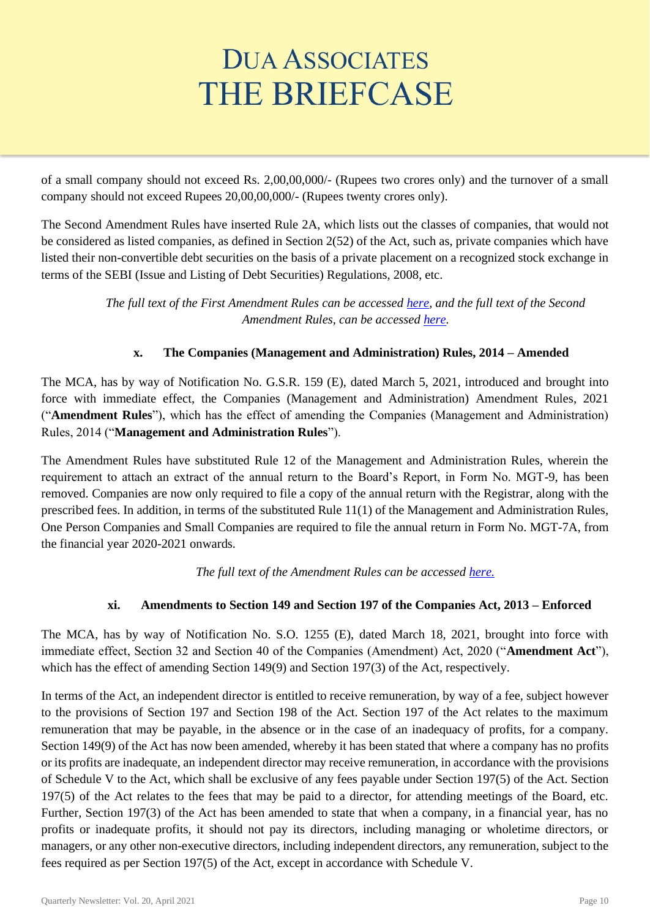of a small company should not exceed Rs. 2,00,00,000/- (Rupees two crores only) and the turnover of a small company should not exceed Rupees 20,00,00,000/- (Rupees twenty crores only).

The Second Amendment Rules have inserted Rule 2A, which lists out the classes of companies, that would not be considered as listed companies, as defined in Section 2(52) of the Act, such as, private companies which have listed their non-convertible debt securities on the basis of a private placement on a recognized stock exchange in terms of the SEBI (Issue and Listing of Debt Securities) Regulations, 2008, etc.

*The full text of the First Amendment Rules can be accessed here, and the full text of the Second Amendment Rules, can be accessed here.*

### x. The Companies (Management and Administration) Rules, 2014 – Amended

The MCA, has by way of Notification No. G.S.R. 159 (E), dated March 5, 2021, introduced and brought into force with immediate effect, the Companies (Management and Administration) Amendment Rules, 2021 ("**Amendment Rules**"), which has the effect of amending the Companies (Management and Administration) Rules, 2014 ("**Management and Administration Rules**").

The Amendment Rules have substituted Rule 12 of the Management and Administration Rules, wherein the requirement to attach an extract of the annual return to the Board's Report, in Form No. MGT-9, has been removed. Companies are now only required to file a copy of the annual return with the Registrar, along with the prescribed fees. In addition, in terms of the substituted Rule 11(1) of the Management and Administration Rules, One Person Companies and Small Companies are required to file the annual return in Form No. MGT-7A, from the financial year 2020-2021 onwards.

*The full text of the Amendment Rules can be accessed here.*

### xi. Amendments to Section 149 and Section 197 of the Companies Act, 2013 – Enforced

The MCA, has by way of Notification No. S.O. 1255 (E), dated March 18, 2021, brought into force with immediate effect, Section 32 and Section 40 of the Companies (Amendment) Act, 2020 ("**Amendment Act**"), which has the effect of amending Section 149(9) and Section 197(3) of the Act, respectively.

In terms of the Act, an independent director is entitled to receive remuneration, by way of a fee, subject however to the provisions of Section 197 and Section 198 of the Act. Section 197 of the Act relates to the maximum remuneration that may be payable, in the absence or in the case of an inadequacy of profits, for a company. Section 149(9) of the Act has now been amended, whereby it has been stated that where a company has no profits or its profits are inadequate, an independent director may receive remuneration, in accordance with the provisions of Schedule V to the Act, which shall be exclusive of any fees payable under Section 197(5) of the Act. Section 197(5) of the Act relates to the fees that may be paid to a director, for attending meetings of the Board, etc. Further, Section 197(3) of the Act has been amended to state that when a company, in a financial year, has no profits or inadequate profits, it should not pay its directors, including managing or wholetime directors, or managers, or any other non-executive directors, including independent directors, any remuneration, subject to the fees required as per Section 197(5) of the Act, except in accordance with Schedule V.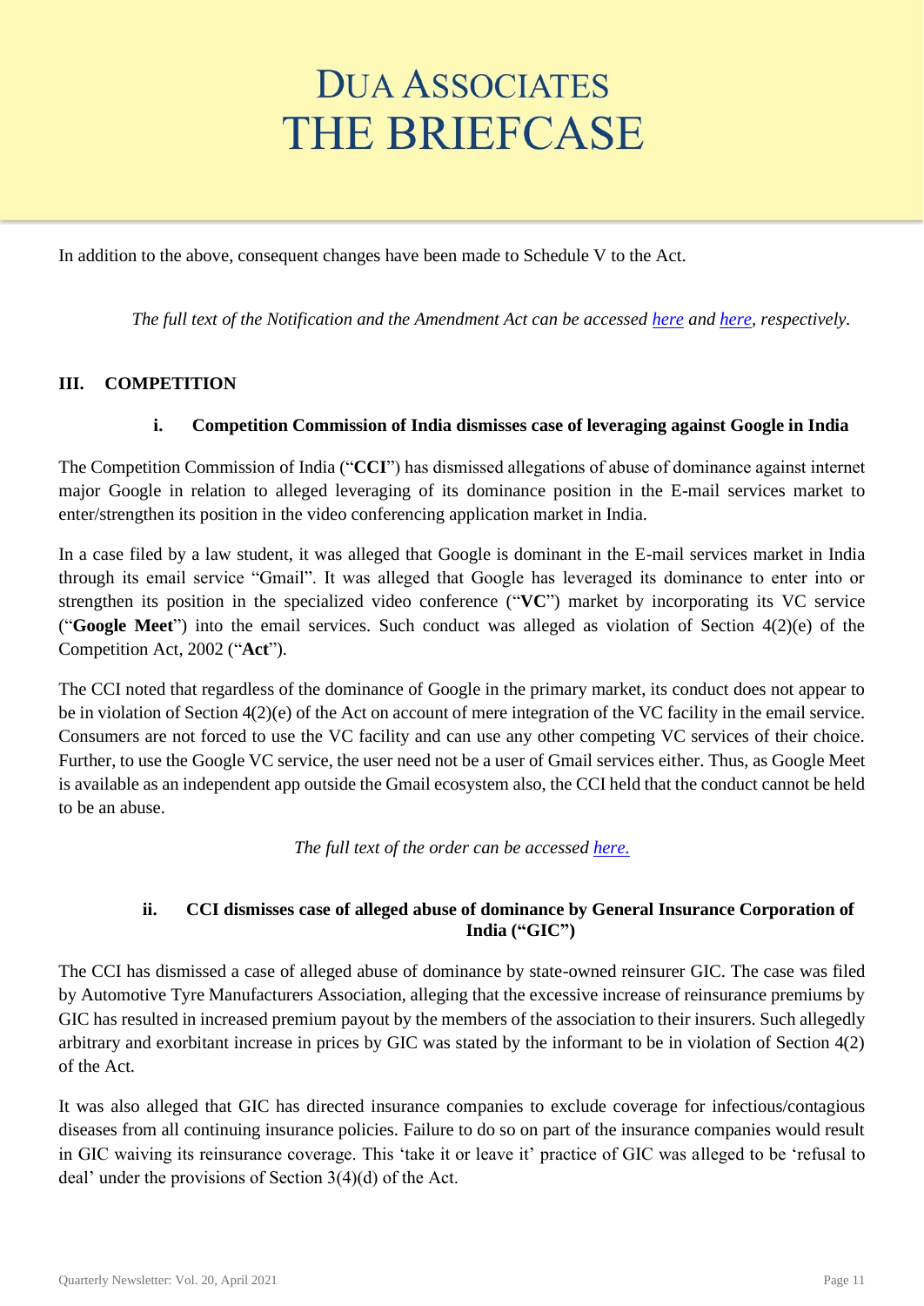In addition to the above, consequent changes have been made to Schedule V to the Act.

*The full text of the Notification and the Amendment Act can be accessed here and here, respectively.*

## III. COMPETITION

### i. Competition Commission of India dismisses case of leveraging against Google in India

The Competition Commission of India ("**CCI**") has dismissed allegations of abuse of dominance against internet major Google in relation to alleged leveraging of its dominance position in the E-mail services market to enter/strengthen its position in the video conferencing application market in India.

In a case filed by a law student, it was alleged that Google is dominant in the E-mail services market in India through its email service "Gmail". It was alleged that Google has leveraged its dominance to enter into or strengthen its position in the specialized video conference ("**VC**") market by incorporating its VC service ("**Google Meet**") into the email services. Such conduct was alleged as violation of Section 4(2)(e) of the Competition Act, 2002 ("**Act**").

The CCI noted that regardless of the dominance of Google in the primary market, its conduct does not appear to be in violation of Section 4(2)(e) of the Act on account of mere integration of the VC facility in the email service. Consumers are not forced to use the VC facility and can use any other competing VC services of their choice. Further, to use the Google VC service, the user need not be a user of Gmail services either. Thus, as Google Meet is available as an independent app outside the Gmail ecosystem also, the CCI held that the conduct cannot be held to be an abuse.

*The full text of the order can be accessed here.*

### ii. CCI dismisses case of alleged abuse of dominance by General Insurance Corporation of India ("GIC")

The CCI has dismissed a case of alleged abuse of dominance by state-owned reinsurer GIC. The case was filed by Automotive Tyre Manufacturers Association, alleging that the excessive increase of reinsurance premiums by GIC has resulted in increased premium payout by the members of the association to their insurers. Such allegedly arbitrary and exorbitant increase in prices by GIC was stated by the informant to be in violation of Section 4(2) of the Act.

It was also alleged that GIC has directed insurance companies to exclude coverage for infectious/contagious diseases from all continuing insurance policies. Failure to do so on part of the insurance companies would result in GIC waiving its reinsurance coverage. This 'take it or leave it' practice of GIC was alleged to be 'refusal to deal' under the provisions of Section 3(4)(d) of the Act.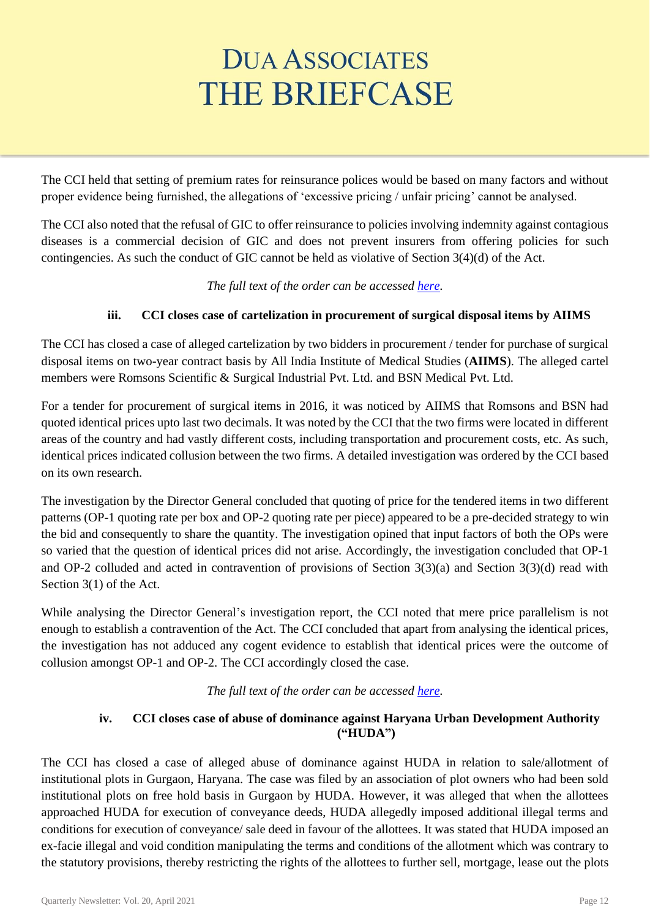The CCI held that setting of premium rates for reinsurance polices would be based on many factors and without proper evidence being furnished, the allegations of 'excessive pricing / unfair pricing' cannot be analysed.

The CCI also noted that the refusal of GIC to offer reinsurance to policies involving indemnity against contagious diseases is a commercial decision of GIC and does not prevent insurers from offering policies for such contingencies. As such the conduct of GIC cannot be held as violative of Section 3(4)(d) of the Act.

*The full text of the order can be accessed here.*

### iii. CCI closes case of cartelization in procurement of surgical disposal items by AIIMS

The CCI has closed a case of alleged cartelization by two bidders in procurement / tender for purchase of surgical disposal items on two-year contract basis by All India Institute of Medical Studies (**AIIMS**). The alleged cartel members were Romsons Scientific & Surgical Industrial Pvt. Ltd. and BSN Medical Pvt. Ltd.

For a tender for procurement of surgical items in 2016, it was noticed by AIIMS that Romsons and BSN had quoted identical prices upto last two decimals. It was noted by the CCI that the two firms were located in different areas of the country and had vastly different costs, including transportation and procurement costs, etc. As such, identical prices indicated collusion between the two firms. A detailed investigation was ordered by the CCI based on its own research.

The investigation by the Director General concluded that quoting of price for the tendered items in two different patterns (OP-1 quoting rate per box and OP-2 quoting rate per piece) appeared to be a pre-decided strategy to win the bid and consequently to share the quantity. The investigation opined that input factors of both the OPs were so varied that the question of identical prices did not arise. Accordingly, the investigation concluded that OP-1 and OP-2 colluded and acted in contravention of provisions of Section 3(3)(a) and Section 3(3)(d) read with Section 3(1) of the Act.

While analysing the Director General's investigation report, the CCI noted that mere price parallelism is not enough to establish a contravention of the Act. The CCI concluded that apart from analysing the identical prices, the investigation has not adduced any cogent evidence to establish that identical prices were the outcome of collusion amongst OP-1 and OP-2. The CCI accordingly closed the case.

*The full text of the order can be accessed here.*

### iv. CCI closes case of abuse of dominance against Haryana Urban Development Authority ("HUDA")

The CCI has closed a case of alleged abuse of dominance against HUDA in relation to sale/allotment of institutional plots in Gurgaon, Haryana. The case was filed by an association of plot owners who had been sold institutional plots on free hold basis in Gurgaon by HUDA. However, it was alleged that when the allottees approached HUDA for execution of conveyance deeds, HUDA allegedly imposed additional illegal terms and conditions for execution of conveyance/ sale deed in favour of the allottees. It was stated that HUDA imposed an ex-facie illegal and void condition manipulating the terms and conditions of the allotment which was contrary to the statutory provisions, thereby restricting the rights of the allottees to further sell, mortgage, lease out the plots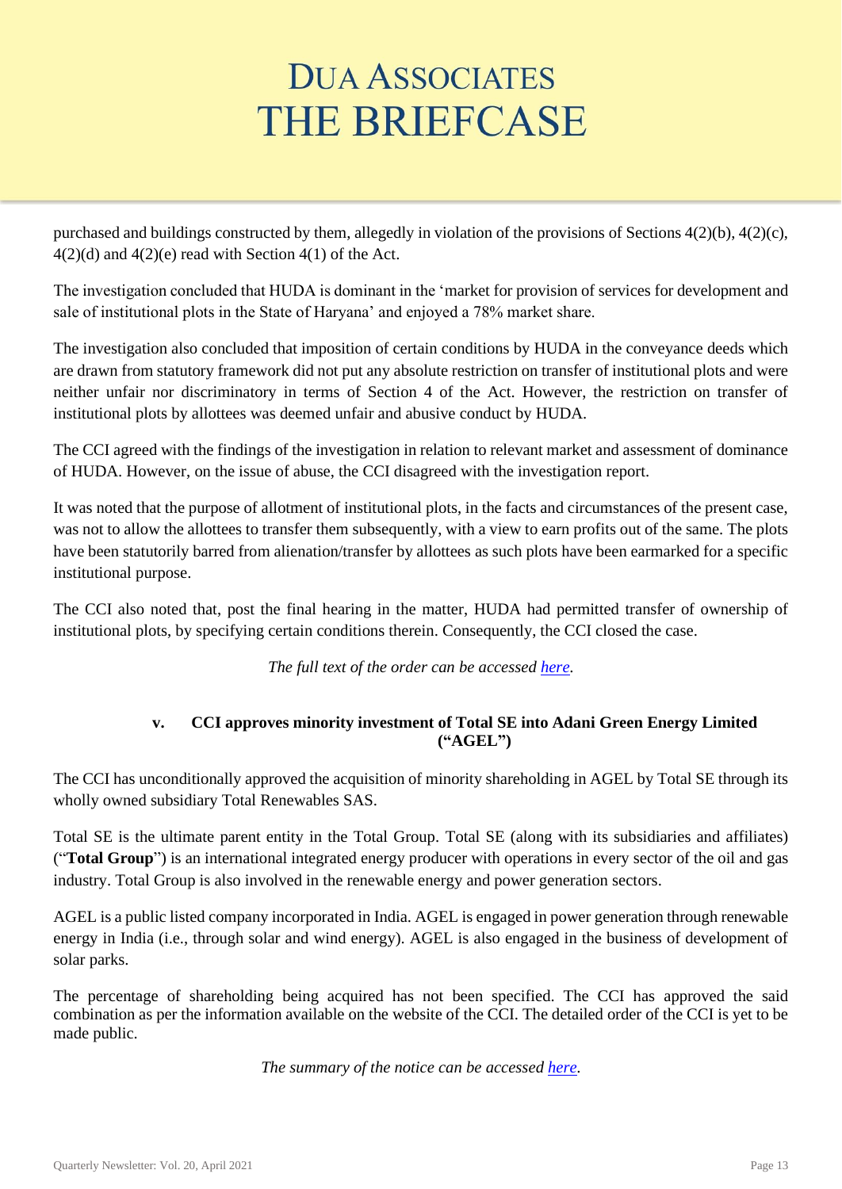purchased and buildings constructed by them, allegedly in violation of the provisions of Sections 4(2)(b), 4(2)(c), 4(2)(d) and 4(2)(e) read with Section 4(1) of the Act.

The investigation concluded that HUDA is dominant in the 'market for provision of services for development and sale of institutional plots in the State of Haryana' and enjoyed a 78% market share.

The investigation also concluded that imposition of certain conditions by HUDA in the conveyance deeds which are drawn from statutory framework did not put any absolute restriction on transfer of institutional plots and were neither unfair nor discriminatory in terms of Section 4 of the Act. However, the restriction on transfer of institutional plots by allottees was deemed unfair and abusive conduct by HUDA.

The CCI agreed with the findings of the investigation in relation to relevant market and assessment of dominance of HUDA. However, on the issue of abuse, the CCI disagreed with the investigation report.

It was noted that the purpose of allotment of institutional plots, in the facts and circumstances of the present case, was not to allow the allottees to transfer them subsequently, with a view to earn profits out of the same. The plots have been statutorily barred from alienation/transfer by allottees as such plots have been earmarked for a specific institutional purpose.

The CCI also noted that, post the final hearing in the matter, HUDA had permitted transfer of ownership of institutional plots, by specifying certain conditions therein. Consequently, the CCI closed the case.

*The full text of the order can be accessed here.*

### v. CCI approves minority investment of Total SE into Adani Green Energy Limited ("AGEL")

The CCI has unconditionally approved the acquisition of minority shareholding in AGEL by Total SE through its wholly owned subsidiary Total Renewables SAS.

Total SE is the ultimate parent entity in the Total Group. Total SE (along with its subsidiaries and affiliates) ("**Total Group**") is an international integrated energy producer with operations in every sector of the oil and gas industry. Total Group is also involved in the renewable energy and power generation sectors.

AGEL is a public listed company incorporated in India. AGEL is engaged in power generation through renewable energy in India (i.e., through solar and wind energy). AGEL is also engaged in the business of development of solar parks.

The percentage of shareholding being acquired has not been specified. The CCI has approved the said combination as per the information available on the website of the CCI. The detailed order of the CCI is yet to be made public.

*The summary of the notice can be accessed here.*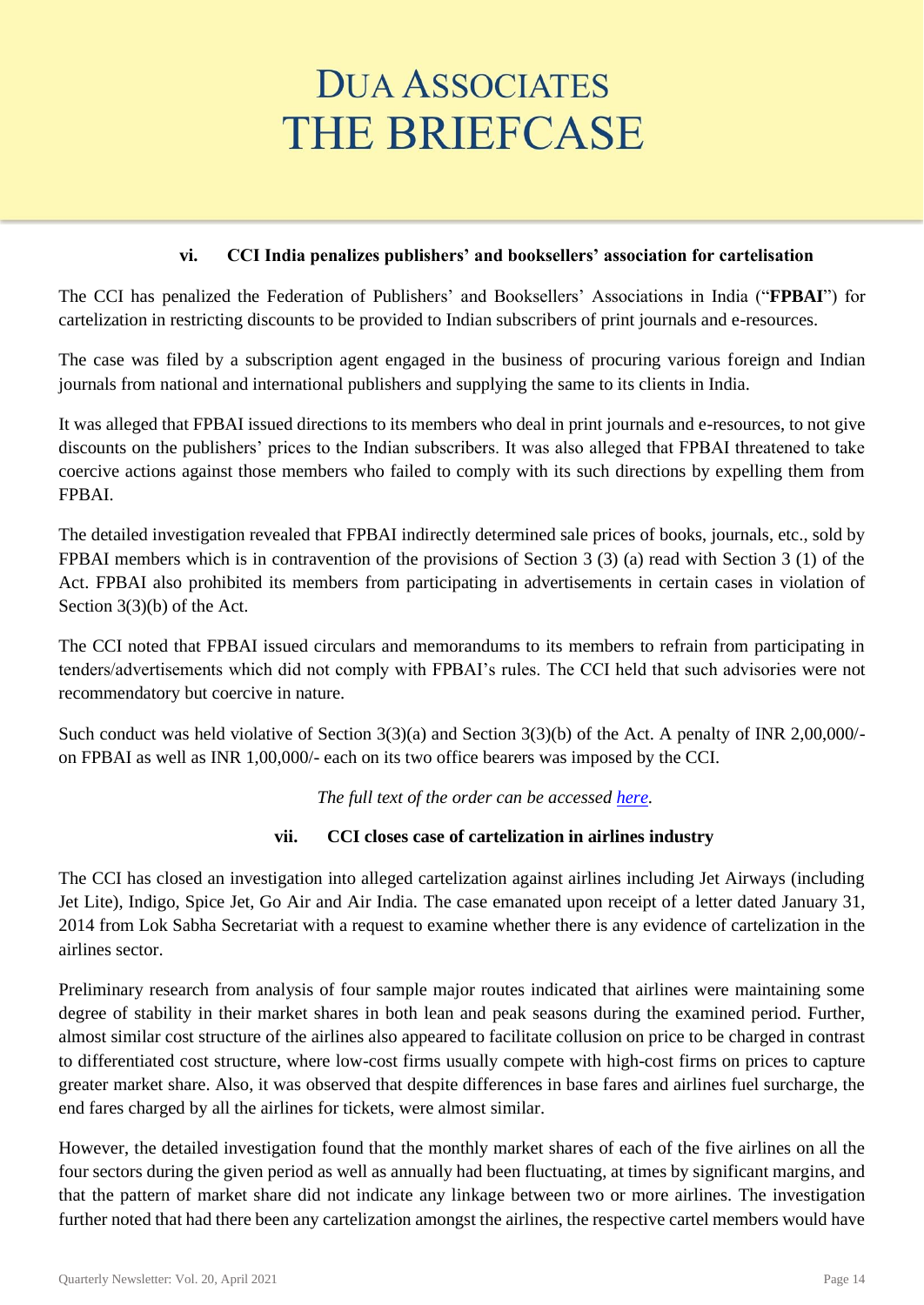### vi. CCI India penalizes publishers' and booksellers' association for cartelisation

The CCI has penalized the Federation of Publishers' and Booksellers' Associations in India ("**FPBAI**") for cartelization in restricting discounts to be provided to Indian subscribers of print journals and e-resources.

The case was filed by a subscription agent engaged in the business of procuring various foreign and Indian journals from national and international publishers and supplying the same to its clients in India.

It was alleged that FPBAI issued directions to its members who deal in print journals and e-resources, to not give discounts on the publishers' prices to the Indian subscribers. It was also alleged that FPBAI threatened to take coercive actions against those members who failed to comply with its such directions by expelling them from FPBAI.

The detailed investigation revealed that FPBAI indirectly determined sale prices of books, journals, etc., sold by FPBAI members which is in contravention of the provisions of Section 3 (3) (a) read with Section 3 (1) of the Act. FPBAI also prohibited its members from participating in advertisements in certain cases in violation of Section 3(3)(b) of the Act.

The CCI noted that FPBAI issued circulars and memorandums to its members to refrain from participating in tenders/advertisements which did not comply with FPBAI's rules. The CCI held that such advisories were not recommendatory but coercive in nature.

Such conduct was held violative of Section 3(3)(a) and Section 3(3)(b) of the Act. A penalty of INR 2,00,000/- on FPBAI as well as INR 1,00,000/- each on its two office bearers was imposed by the CCI.

*The full text of the order can be accessed [here](#).*

### vii. CCI closes case of cartelization in airlines industry

The CCI has closed an investigation into alleged cartelization against airlines including Jet Airways (including Jet Lite), Indigo, Spice Jet, Go Air and Air India. The case emanated upon receipt of a letter dated January 31, 2014 from Lok Sabha Secretariat with a request to examine whether there is any evidence of cartelization in the airlines sector.

Preliminary research from analysis of four sample major routes indicated that airlines were maintaining some degree of stability in their market shares in both lean and peak seasons during the examined period. Further, almost similar cost structure of the airlines also appeared to facilitate collusion on price to be charged in contrast to differentiated cost structure, where low-cost firms usually compete with high-cost firms on prices to capture greater market share. Also, it was observed that despite differences in base fares and airlines fuel surcharge, the end fares charged by all the airlines for tickets, were almost similar.

However, the detailed investigation found that the monthly market shares of each of the five airlines on all the four sectors during the given period as well as annually had been fluctuating, at times by significant margins, and that the pattern of market share did not indicate any linkage between two or more airlines. The investigation further noted that had there been any cartelization amongst the airlines, the respective cartel members would have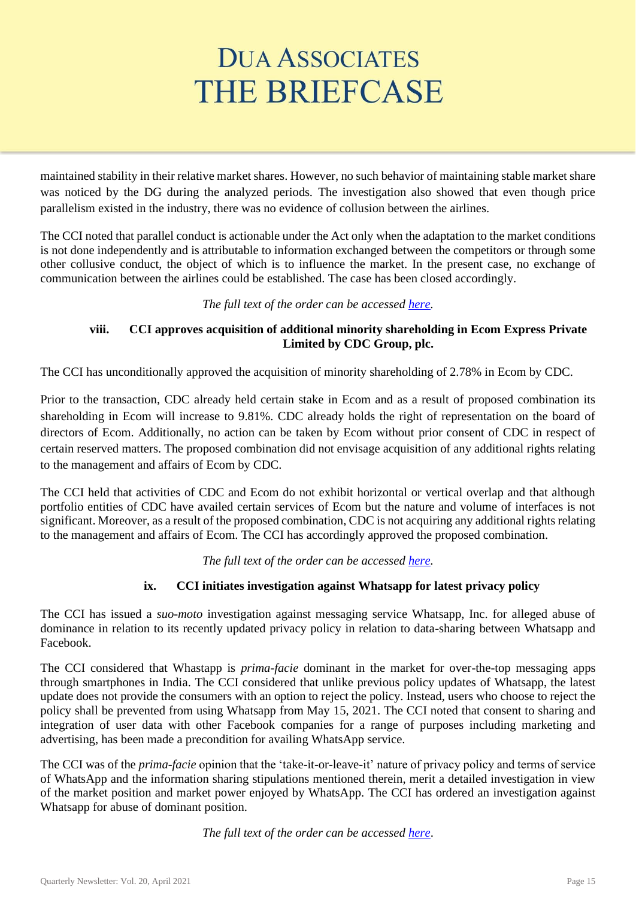maintained stability in their relative market shares. However, no such behavior of maintaining stable market share was noticed by the DG during the analyzed periods. The investigation also showed that even though price parallelism existed in the industry, there was no evidence of collusion between the airlines.

The CCI noted that parallel conduct is actionable under the Act only when the adaptation to the market conditions is not done independently and is attributable to information exchanged between the competitors or through some other collusive conduct, the object of which is to influence the market. In the present case, no exchange of communication between the airlines could be established. The case has been closed accordingly.

*The full text of the order can be accessed [here](#).*

### viii. CCI approves acquisition of additional minority shareholding in Ecom Express Private Limited by CDC Group, plc.

The CCI has unconditionally approved the acquisition of minority shareholding of 2.78% in Ecom by CDC.

Prior to the transaction, CDC already held certain stake in Ecom and as a result of proposed combination its shareholding in Ecom will increase to 9.81%. CDC already holds the right of representation on the board of directors of Ecom. Additionally, no action can be taken by Ecom without prior consent of CDC in respect of certain reserved matters. The proposed combination did not envisage acquisition of any additional rights relating to the management and affairs of Ecom by CDC.

The CCI held that activities of CDC and Ecom do not exhibit horizontal or vertical overlap and that although portfolio entities of CDC have availed certain services of Ecom but the nature and volume of interfaces is not significant. Moreover, as a result of the proposed combination, CDC is not acquiring any additional rights relating to the management and affairs of Ecom. The CCI has accordingly approved the proposed combination.

*The full text of the order can be accessed [here](#).*

### ix. CCI initiates investigation against Whatsapp for latest privacy policy

The CCI has issued a *suo-moto* investigation against messaging service Whatsapp, Inc. for alleged abuse of dominance in relation to its recently updated privacy policy in relation to data-sharing between Whatsapp and Facebook.

The CCI considered that Whastapp is *prima-facie* dominant in the market for over-the-top messaging apps through smartphones in India. The CCI considered that unlike previous policy updates of Whatsapp, the latest update does not provide the consumers with an option to reject the policy. Instead, users who choose to reject the policy shall be prevented from using Whatsapp from May 15, 2021. The CCI noted that consent to sharing and integration of user data with other Facebook companies for a range of purposes including marketing and advertising, has been made a precondition for availing WhatsApp service.

The CCI was of the *prima-facie* opinion that the 'take-it-or-leave-it' nature of privacy policy and terms of service of WhatsApp and the information sharing stipulations mentioned therein, merit a detailed investigation in view of the market position and market power enjoyed by WhatsApp. The CCI has ordered an investigation against Whatsapp for abuse of dominant position.

*The full text of the order can be accessed [here](#).*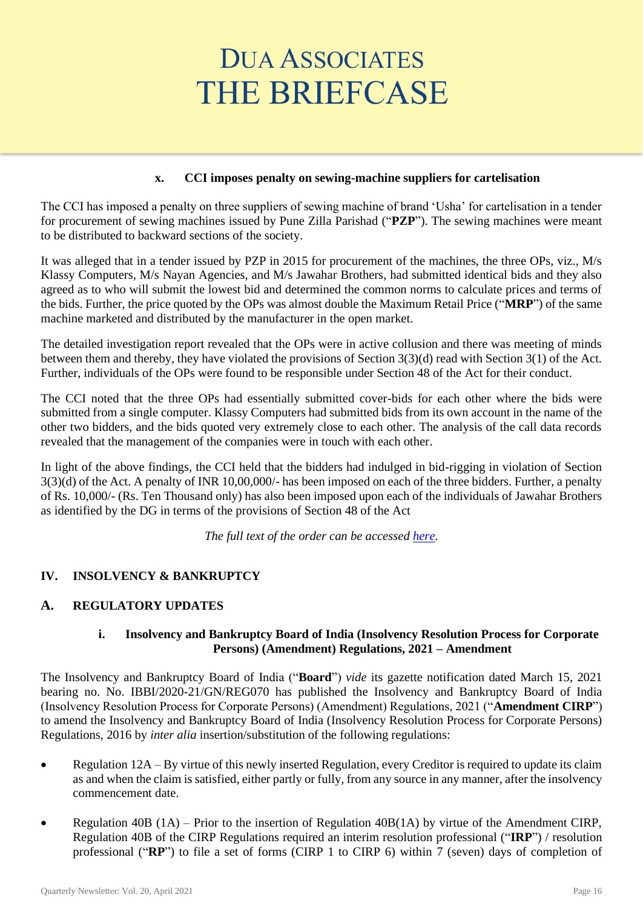### x. CCI imposes penalty on sewing-machine suppliers for cartelisation

The CCI has imposed a penalty on three suppliers of sewing machine of brand 'Usha' for cartelisation in a tender for procurement of sewing machines issued by Pune Zilla Parishad ("**PZP**"). The sewing machines were meant to be distributed to backward sections of the society.

It was alleged that in a tender issued by PZP in 2015 for procurement of the machines, the three OPs, viz., M/s Klassy Computers, M/s Nayan Agencies, and M/s Jawahar Brothers, had submitted identical bids and they also agreed as to who will submit the lowest bid and determined the common norms to calculate prices and terms of the bids. Further, the price quoted by the OPs was almost double the Maximum Retail Price ("**MRP**") of the same machine marketed and distributed by the manufacturer in the open market.

The detailed investigation report revealed that the OPs were in active collusion and there was meeting of minds between them and thereby, they have violated the provisions of Section 3(3)(d) read with Section 3(1) of the Act. Further, individuals of the OPs were found to be responsible under Section 48 of the Act for their conduct.

The CCI noted that the three OPs had essentially submitted cover-bids for each other where the bids were submitted from a single computer. Klassy Computers had submitted bids from its own account in the name of the other two bidders, and the bids quoted very extremely close to each other. The analysis of the call data records revealed that the management of the companies were in touch with each other.

In light of the above findings, the CCI held that the bidders had indulged in bid-rigging in violation of Section 3(3)(d) of the Act. A penalty of INR 10,00,000/- has been imposed on each of the three bidders. Further, a penalty of Rs. 10,000/- (Rs. Ten Thousand only) has also been imposed upon each of the individuals of Jawahar Brothers as identified by the DG in terms of the provisions of Section 48 of the Act

*The full text of the order can be accessed here.*

## IV. INSOLVENCY & BANKRUPTCY

## A. REGULATORY UPDATES

### i. Insolvency and Bankruptcy Board of India (Insolvency Resolution Process for Corporate Persons) (Amendment) Regulations, 2021 – Amendment

The Insolvency and Bankruptcy Board of India ("**Board**") *vide* its gazette notification dated March 15, 2021 bearing no. No. IBBI/2020-21/GN/REG070 has published the Insolvency and Bankruptcy Board of India (Insolvency Resolution Process for Corporate Persons) (Amendment) Regulations, 2021 ("**Amendment CIRP**") to amend the Insolvency and Bankruptcy Board of India (Insolvency Resolution Process for Corporate Persons) Regulations, 2016 by *inter alia* insertion/substitution of the following regulations:

- Regulation 12A – By virtue of this newly inserted Regulation, every Creditor is required to update its claim as and when the claim is satisfied, either partly or fully, from any source in any manner, after the insolvency commencement date.
- Regulation 40B (1A) – Prior to the insertion of Regulation 40B(1A) by virtue of the Amendment CIRP, Regulation 40B of the CIRP Regulations required an interim resolution professional ("**IRP**") / resolution professional ("**RP**") to file a set of forms (CIRP 1 to CIRP 6) within 7 (seven) days of completion of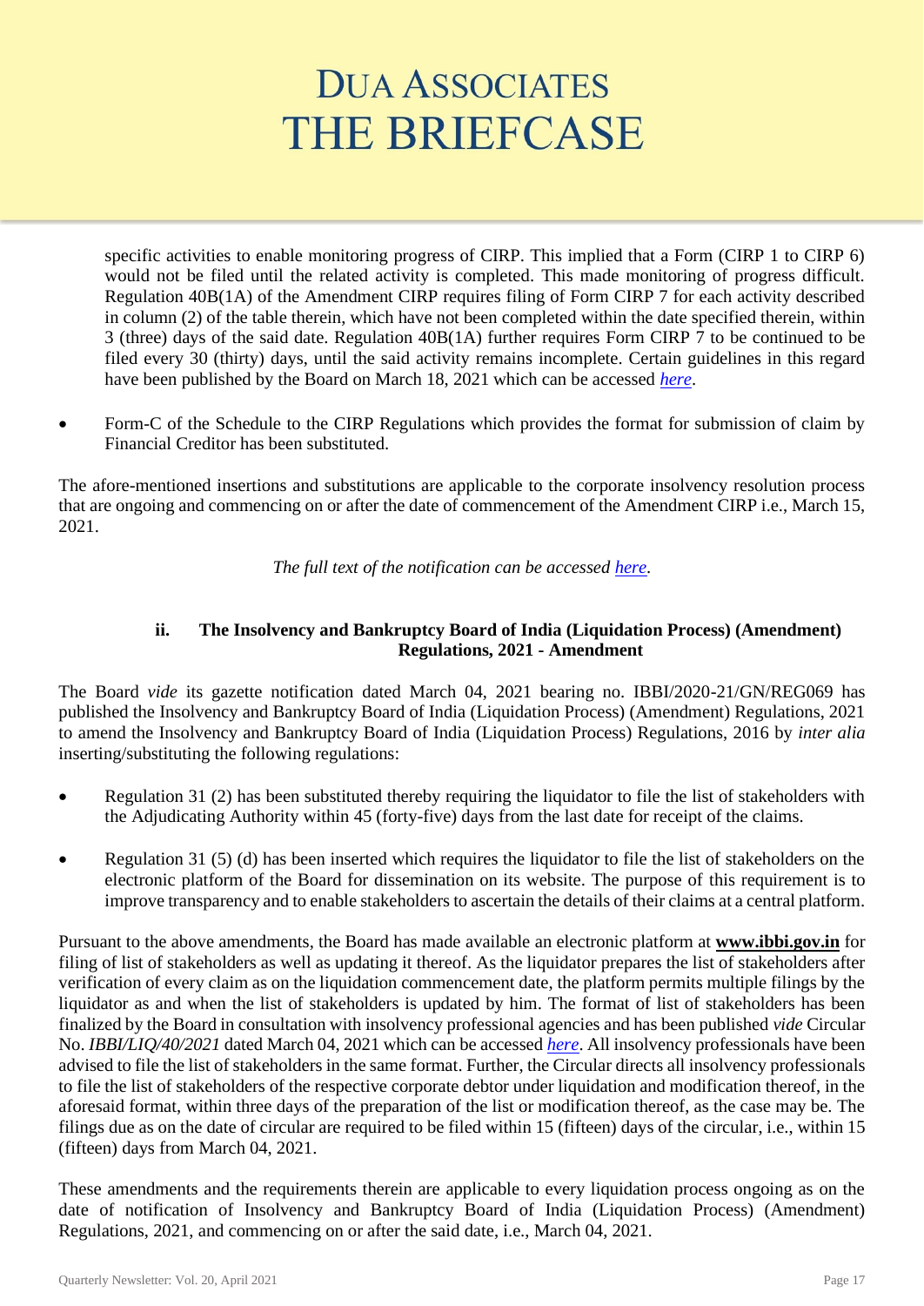specific activities to enable monitoring progress of CIRP. This implied that a Form (CIRP 1 to CIRP 6) would not be filed until the related activity is completed. This made monitoring of progress difficult. Regulation 40B(1A) of the Amendment CIRP requires filing of Form CIRP 7 for each activity described in column (2) of the table therein, which have not been completed within the date specified therein, within 3 (three) days of the said date. Regulation 40B(1A) further requires Form CIRP 7 to be continued to be filed every 30 (thirty) days, until the said activity remains incomplete. Certain guidelines in this regard have been published by the Board on March 18, 2021 which can be accessed *here*.

- Form-C of the Schedule to the CIRP Regulations which provides the format for submission of claim by Financial Creditor has been substituted.

The afore-mentioned insertions and substitutions are applicable to the corporate insolvency resolution process that are ongoing and commencing on or after the date of commencement of the Amendment CIRP i.e., March 15, 2021.

*The full text of the notification can be accessed here.*

### ii. The Insolvency and Bankruptcy Board of India (Liquidation Process) (Amendment) Regulations, 2021 - Amendment

The Board *vide* its gazette notification dated March 04, 2021 bearing no. IBBI/2020-21/GN/REG069 has published the Insolvency and Bankruptcy Board of India (Liquidation Process) (Amendment) Regulations, 2021 to amend the Insolvency and Bankruptcy Board of India (Liquidation Process) Regulations, 2016 by *inter alia* inserting/substituting the following regulations:

- Regulation 31 (2) has been substituted thereby requiring the liquidator to file the list of stakeholders with the Adjudicating Authority within 45 (forty-five) days from the last date for receipt of the claims.

- Regulation 31 (5) (d) has been inserted which requires the liquidator to file the list of stakeholders on the electronic platform of the Board for dissemination on its website. The purpose of this requirement is to improve transparency and to enable stakeholders to ascertain the details of their claims at a central platform.

Pursuant to the above amendments, the Board has made available an electronic platform at **www.ibbi.gov.in** for filing of list of stakeholders as well as updating it thereof. As the liquidator prepares the list of stakeholders after verification of every claim as on the liquidation commencement date, the platform permits multiple filings by the liquidator as and when the list of stakeholders is updated by him. The format of list of stakeholders has been finalized by the Board in consultation with insolvency professional agencies and has been published *vide* Circular No. *IBBI/LIQ/40/2021* dated March 04, 2021 which can be accessed *here*. All insolvency professionals have been advised to file the list of stakeholders in the same format. Further, the Circular directs all insolvency professionals to file the list of stakeholders of the respective corporate debtor under liquidation and modification thereof, in the aforesaid format, within three days of the preparation of the list or modification thereof, as the case may be. The filings due as on the date of circular are required to be filed within 15 (fifteen) days of the circular, i.e., within 15 (fifteen) days from March 04, 2021.

These amendments and the requirements therein are applicable to every liquidation process ongoing as on the date of notification of Insolvency and Bankruptcy Board of India (Liquidation Process) (Amendment) Regulations, 2021, and commencing on or after the said date, i.e., March 04, 2021.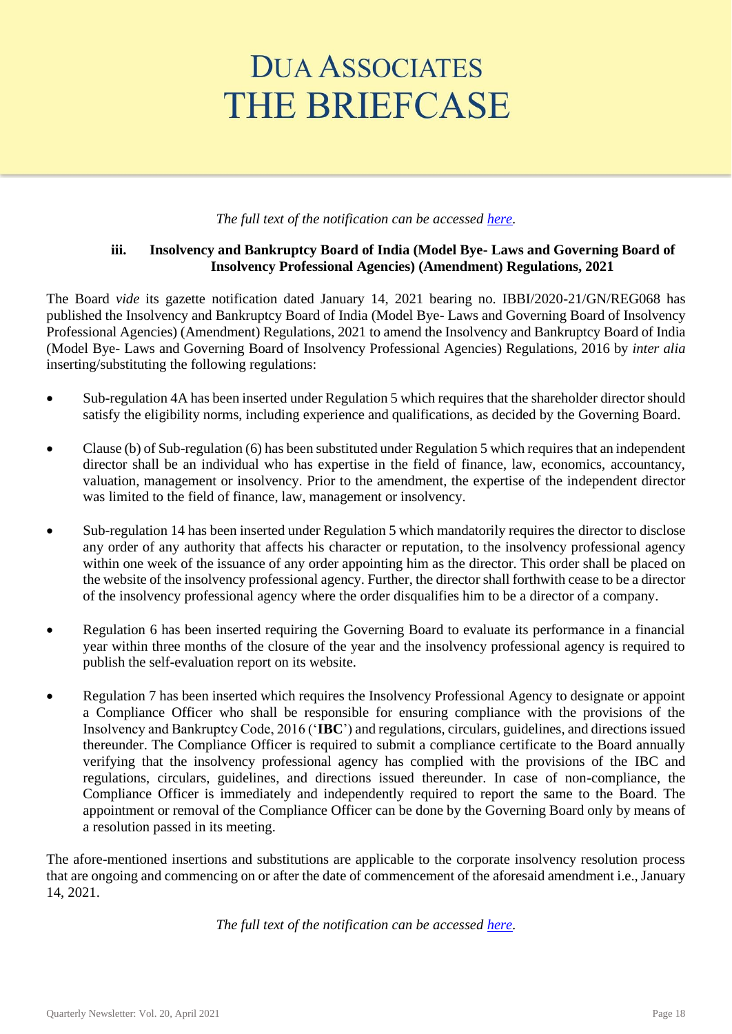*The full text of the notification can be accessed [here](#).*

### iii. Insolvency and Bankruptcy Board of India (Model Bye- Laws and Governing Board of Insolvency Professional Agencies) (Amendment) Regulations, 2021

The Board *vide* its gazette notification dated January 14, 2021 bearing no. IBBI/2020-21/GN/REG068 has published the Insolvency and Bankruptcy Board of India (Model Bye- Laws and Governing Board of Insolvency Professional Agencies) (Amendment) Regulations, 2021 to amend the Insolvency and Bankruptcy Board of India (Model Bye- Laws and Governing Board of Insolvency Professional Agencies) Regulations, 2016 by *inter alia* inserting/substituting the following regulations:

- Sub-regulation 4A has been inserted under Regulation 5 which requires that the shareholder director should satisfy the eligibility norms, including experience and qualifications, as decided by the Governing Board.
- Clause (b) of Sub-regulation (6) has been substituted under Regulation 5 which requires that an independent director shall be an individual who has expertise in the field of finance, law, economics, accountancy, valuation, management or insolvency. Prior to the amendment, the expertise of the independent director was limited to the field of finance, law, management or insolvency.
- Sub-regulation 14 has been inserted under Regulation 5 which mandatorily requires the director to disclose any order of any authority that affects his character or reputation, to the insolvency professional agency within one week of the issuance of any order appointing him as the director. This order shall be placed on the website of the insolvency professional agency. Further, the director shall forthwith cease to be a director of the insolvency professional agency where the order disqualifies him to be a director of a company.
- Regulation 6 has been inserted requiring the Governing Board to evaluate its performance in a financial year within three months of the closure of the year and the insolvency professional agency is required to publish the self-evaluation report on its website.
- Regulation 7 has been inserted which requires the Insolvency Professional Agency to designate or appoint a Compliance Officer who shall be responsible for ensuring compliance with the provisions of the Insolvency and Bankruptcy Code, 2016 ('**IBC**') and regulations, circulars, guidelines, and directions issued thereunder. The Compliance Officer is required to submit a compliance certificate to the Board annually verifying that the insolvency professional agency has complied with the provisions of the IBC and regulations, circulars, guidelines, and directions issued thereunder. In case of non-compliance, the Compliance Officer is immediately and independently required to report the same to the Board. The appointment or removal of the Compliance Officer can be done by the Governing Board only by means of a resolution passed in its meeting.

The afore-mentioned insertions and substitutions are applicable to the corporate insolvency resolution process that are ongoing and commencing on or after the date of commencement of the aforesaid amendment i.e., January 14, 2021.

*The full text of the notification can be accessed [here](#).*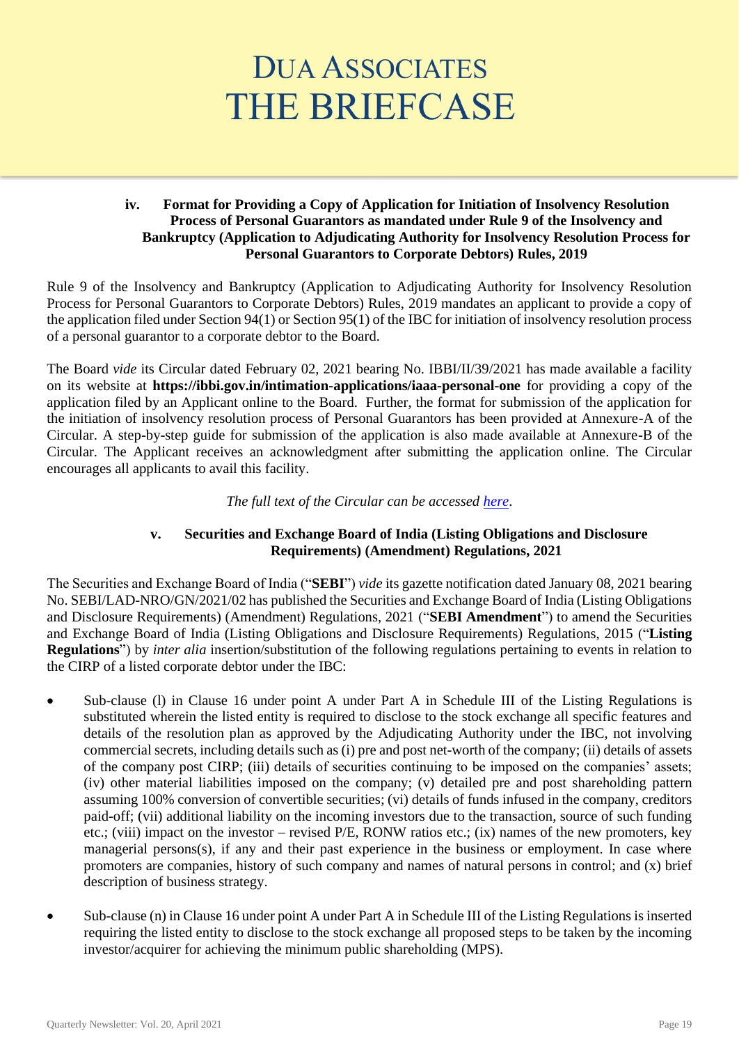#### iv. Format for Providing a Copy of Application for Initiation of Insolvency Resolution Process of Personal Guarantors as mandated under Rule 9 of the Insolvency and Bankruptcy (Application to Adjudicating Authority for Insolvency Resolution Process for Personal Guarantors to Corporate Debtors) Rules, 2019

Rule 9 of the Insolvency and Bankruptcy (Application to Adjudicating Authority for Insolvency Resolution Process for Personal Guarantors to Corporate Debtors) Rules, 2019 mandates an applicant to provide a copy of the application filed under Section 94(1) or Section 95(1) of the IBC for initiation of insolvency resolution process of a personal guarantor to a corporate debtor to the Board.

The Board *vide* its Circular dated February 02, 2021 bearing No. IBBI/II/39/2021 has made available a facility on its website at **https://ibbi.gov.in/intimation-applications/iaaa-personal-one** for providing a copy of the application filed by an Applicant online to the Board. Further, the format for submission of the application for the initiation of insolvency resolution process of Personal Guarantors has been provided at Annexure-A of the Circular. A step-by-step guide for submission of the application is also made available at Annexure-B of the Circular. The Applicant receives an acknowledgment after submitting the application online. The Circular encourages all applicants to avail this facility.

*The full text of the Circular can be accessed here.*

#### v. Securities and Exchange Board of India (Listing Obligations and Disclosure Requirements) (Amendment) Regulations, 2021

The Securities and Exchange Board of India ("**SEBI**") *vide* its gazette notification dated January 08, 2021 bearing No. SEBI/LAD-NRO/GN/2021/02 has published the Securities and Exchange Board of India (Listing Obligations and Disclosure Requirements) (Amendment) Regulations, 2021 ("**SEBI Amendment**") to amend the Securities and Exchange Board of India (Listing Obligations and Disclosure Requirements) Regulations, 2015 ("**Listing Regulations**") by *inter alia* insertion/substitution of the following regulations pertaining to events in relation to the CIRP of a listed corporate debtor under the IBC:

- Sub-clause (l) in Clause 16 under point A under Part A in Schedule III of the Listing Regulations is substituted wherein the listed entity is required to disclose to the stock exchange all specific features and details of the resolution plan as approved by the Adjudicating Authority under the IBC, not involving commercial secrets, including details such as (i) pre and post net-worth of the company; (ii) details of assets of the company post CIRP; (iii) details of securities continuing to be imposed on the companies' assets; (iv) other material liabilities imposed on the company; (v) detailed pre and post shareholding pattern assuming 100% conversion of convertible securities; (vi) details of funds infused in the company, creditors paid-off; (vii) additional liability on the incoming investors due to the transaction, source of such funding etc.; (viii) impact on the investor – revised P/E, RONW ratios etc.; (ix) names of the new promoters, key managerial persons(s), if any and their past experience in the business or employment. In case where promoters are companies, history of such company and names of natural persons in control; and (x) brief description of business strategy.

- Sub-clause (n) in Clause 16 under point A under Part A in Schedule III of the Listing Regulations is inserted requiring the listed entity to disclose to the stock exchange all proposed steps to be taken by the incoming investor/acquirer for achieving the minimum public shareholding (MPS).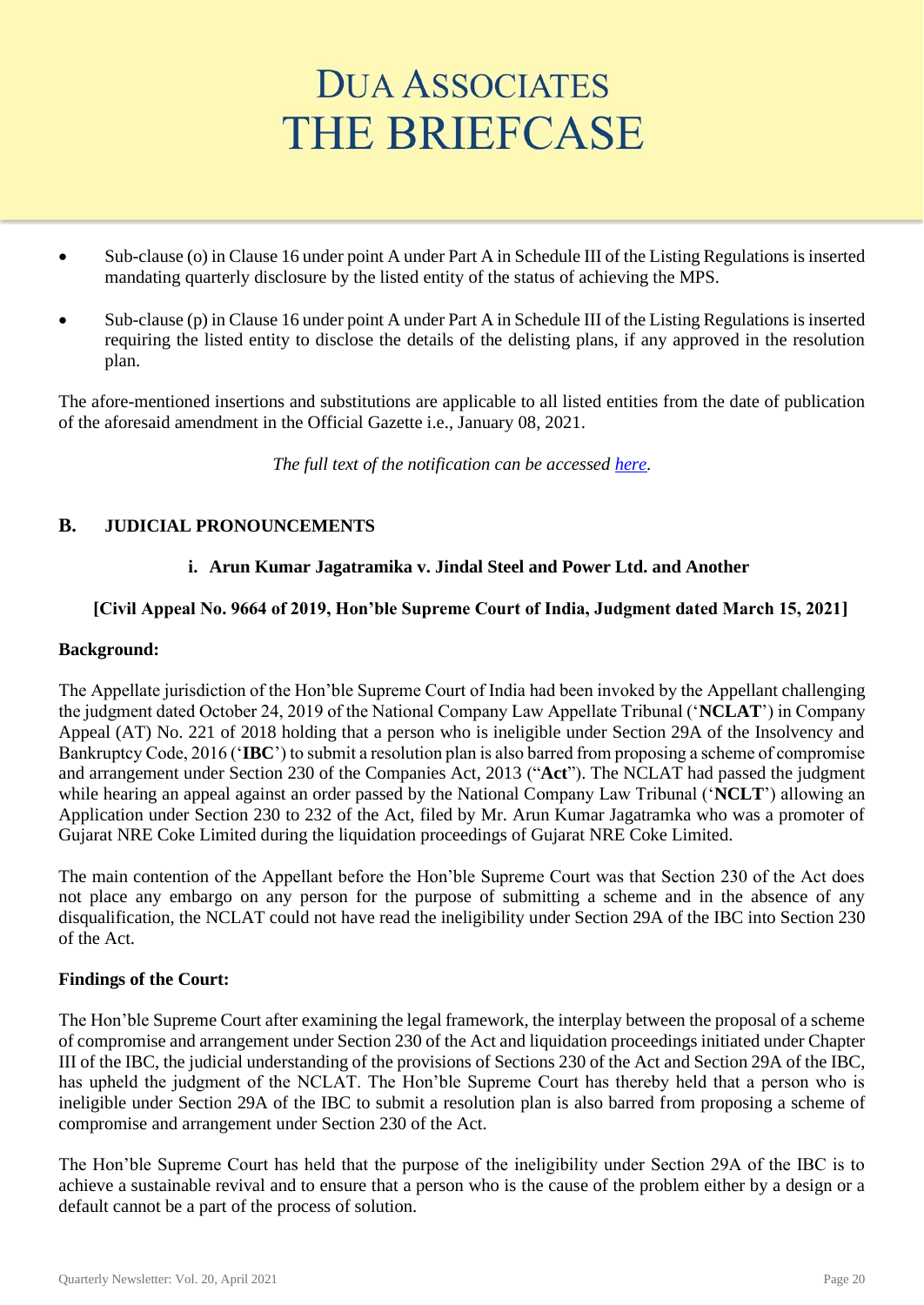- Sub-clause (o) in Clause 16 under point A under Part A in Schedule III of the Listing Regulations is inserted mandating quarterly disclosure by the listed entity of the status of achieving the MPS.

- Sub-clause (p) in Clause 16 under point A under Part A in Schedule III of the Listing Regulations is inserted requiring the listed entity to disclose the details of the delisting plans, if any approved in the resolution plan.

The afore-mentioned insertions and substitutions are applicable to all listed entities from the date of publication of the aforesaid amendment in the Official Gazette i.e., January 08, 2021.

*The full text of the notification can be accessed here.*

## B. JUDICIAL PRONOUNCEMENTS

### i. Arun Kumar Jagatramika v. Jindal Steel and Power Ltd. and Another

**[Civil Appeal No. 9664 of 2019, Hon'ble Supreme Court of India, Judgment dated March 15, 2021]**

**Background:**

The Appellate jurisdiction of the Hon'ble Supreme Court of India had been invoked by the Appellant challenging the judgment dated October 24, 2019 of the National Company Law Appellate Tribunal ('**NCLAT**') in Company Appeal (AT) No. 221 of 2018 holding that a person who is ineligible under Section 29A of the Insolvency and Bankruptcy Code, 2016 ('**IBC**') to submit a resolution plan is also barred from proposing a scheme of compromise and arrangement under Section 230 of the Companies Act, 2013 ("**Act**"). The NCLAT had passed the judgment while hearing an appeal against an order passed by the National Company Law Tribunal ('**NCLT**') allowing an Application under Section 230 to 232 of the Act, filed by Mr. Arun Kumar Jagatramka who was a promoter of Gujarat NRE Coke Limited during the liquidation proceedings of Gujarat NRE Coke Limited.

The main contention of the Appellant before the Hon'ble Supreme Court was that Section 230 of the Act does not place any embargo on any person for the purpose of submitting a scheme and in the absence of any disqualification, the NCLAT could not have read the ineligibility under Section 29A of the IBC into Section 230 of the Act.

**Findings of the Court:**

The Hon'ble Supreme Court after examining the legal framework, the interplay between the proposal of a scheme of compromise and arrangement under Section 230 of the Act and liquidation proceedings initiated under Chapter III of the IBC, the judicial understanding of the provisions of Sections 230 of the Act and Section 29A of the IBC, has upheld the judgment of the NCLAT. The Hon'ble Supreme Court has thereby held that a person who is ineligible under Section 29A of the IBC to submit a resolution plan is also barred from proposing a scheme of compromise and arrangement under Section 230 of the Act.

The Hon'ble Supreme Court has held that the purpose of the ineligibility under Section 29A of the IBC is to achieve a sustainable revival and to ensure that a person who is the cause of the problem either by a design or a default cannot be a part of the process of solution.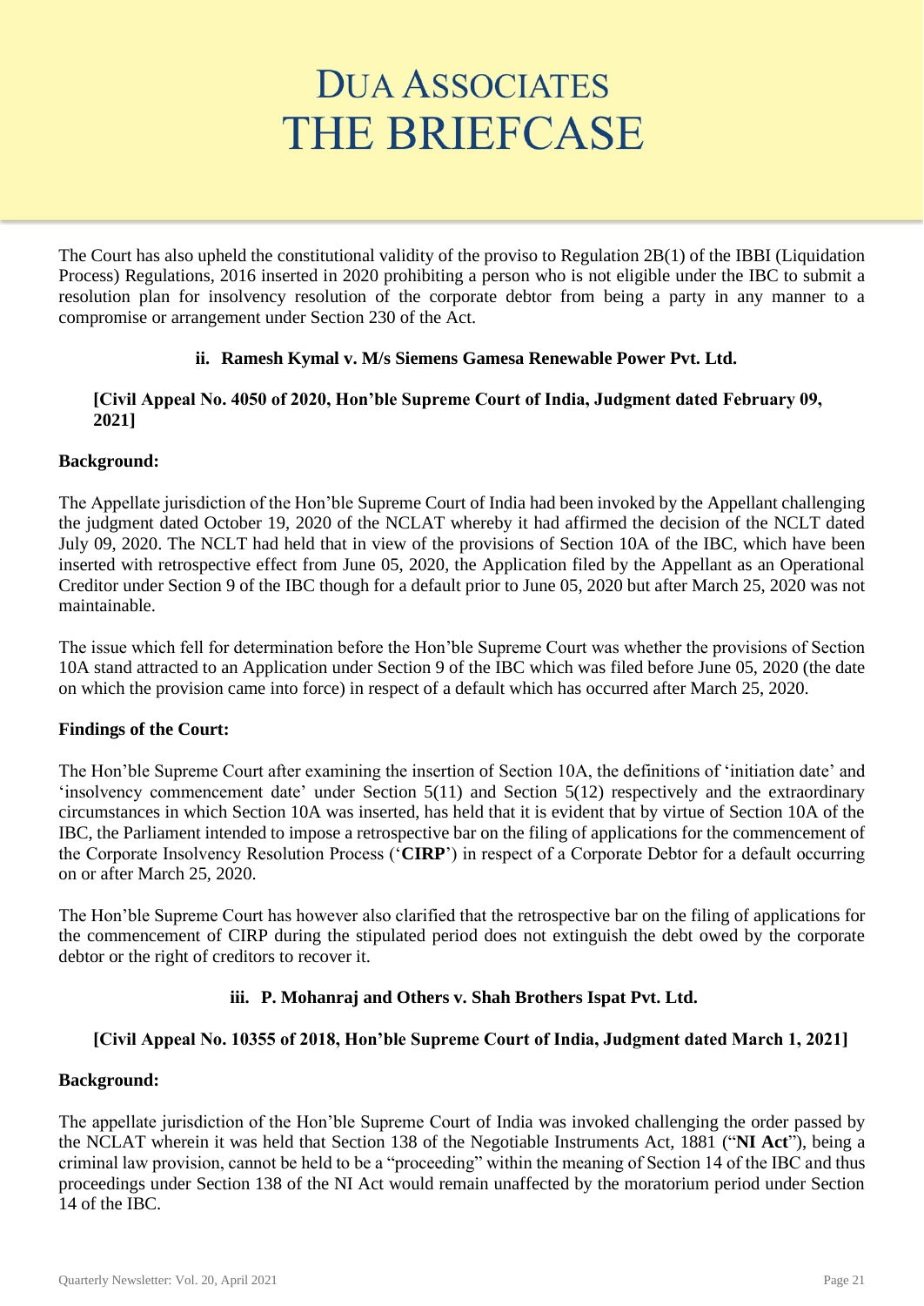The Court has also upheld the constitutional validity of the proviso to Regulation 2B(1) of the IBBI (Liquidation Process) Regulations, 2016 inserted in 2020 prohibiting a person who is not eligible under the IBC to submit a resolution plan for insolvency resolution of the corporate debtor from being a party in any manner to a compromise or arrangement under Section 230 of the Act.

### ii. Ramesh Kymal v. M/s Siemens Gamesa Renewable Power Pvt. Ltd.

**[Civil Appeal No. 4050 of 2020, Hon'ble Supreme Court of India, Judgment dated February 09, 2021]**

**Background:**

The Appellate jurisdiction of the Hon'ble Supreme Court of India had been invoked by the Appellant challenging the judgment dated October 19, 2020 of the NCLAT whereby it had affirmed the decision of the NCLT dated July 09, 2020. The NCLT had held that in view of the provisions of Section 10A of the IBC, which have been inserted with retrospective effect from June 05, 2020, the Application filed by the Appellant as an Operational Creditor under Section 9 of the IBC though for a default prior to June 05, 2020 but after March 25, 2020 was not maintainable.

The issue which fell for determination before the Hon'ble Supreme Court was whether the provisions of Section 10A stand attracted to an Application under Section 9 of the IBC which was filed before June 05, 2020 (the date on which the provision came into force) in respect of a default which has occurred after March 25, 2020.

**Findings of the Court:**

The Hon'ble Supreme Court after examining the insertion of Section 10A, the definitions of 'initiation date' and 'insolvency commencement date' under Section 5(11) and Section 5(12) respectively and the extraordinary circumstances in which Section 10A was inserted, has held that it is evident that by virtue of Section 10A of the IBC, the Parliament intended to impose a retrospective bar on the filing of applications for the commencement of the Corporate Insolvency Resolution Process ('**CIRP**') in respect of a Corporate Debtor for a default occurring on or after March 25, 2020.

The Hon'ble Supreme Court has however also clarified that the retrospective bar on the filing of applications for the commencement of CIRP during the stipulated period does not extinguish the debt owed by the corporate debtor or the right of creditors to recover it.

### iii. P. Mohanraj and Others v. Shah Brothers Ispat Pvt. Ltd.

**[Civil Appeal No. 10355 of 2018, Hon'ble Supreme Court of India, Judgment dated March 1, 2021]**

**Background:**

The appellate jurisdiction of the Hon'ble Supreme Court of India was invoked challenging the order passed by the NCLAT wherein it was held that Section 138 of the Negotiable Instruments Act, 1881 ("**NI Act**"), being a criminal law provision, cannot be held to be a "proceeding" within the meaning of Section 14 of the IBC and thus proceedings under Section 138 of the NI Act would remain unaffected by the moratorium period under Section 14 of the IBC.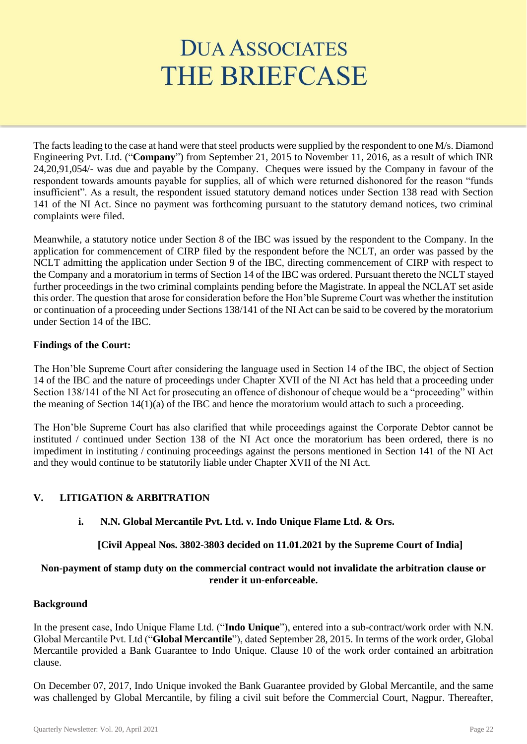The facts leading to the case at hand were that steel products were supplied by the respondent to one M/s. Diamond Engineering Pvt. Ltd. ("**Company**") from September 21, 2015 to November 11, 2016, as a result of which INR 24,20,91,054/- was due and payable by the Company. Cheques were issued by the Company in favour of the respondent towards amounts payable for supplies, all of which were returned dishonored for the reason "funds insufficient". As a result, the respondent issued statutory demand notices under Section 138 read with Section 141 of the NI Act. Since no payment was forthcoming pursuant to the statutory demand notices, two criminal complaints were filed.

Meanwhile, a statutory notice under Section 8 of the IBC was issued by the respondent to the Company. In the application for commencement of CIRP filed by the respondent before the NCLT, an order was passed by the NCLT admitting the application under Section 9 of the IBC, directing commencement of CIRP with respect to the Company and a moratorium in terms of Section 14 of the IBC was ordered. Pursuant thereto the NCLT stayed further proceedings in the two criminal complaints pending before the Magistrate. In appeal the NCLAT set aside this order. The question that arose for consideration before the Hon'ble Supreme Court was whether the institution or continuation of a proceeding under Sections 138/141 of the NI Act can be said to be covered by the moratorium under Section 14 of the IBC.

**Findings of the Court:**

The Hon'ble Supreme Court after considering the language used in Section 14 of the IBC, the object of Section 14 of the IBC and the nature of proceedings under Chapter XVII of the NI Act has held that a proceeding under Section 138/141 of the NI Act for prosecuting an offence of dishonour of cheque would be a "proceeding" within the meaning of Section 14(1)(a) of the IBC and hence the moratorium would attach to such a proceeding.

The Hon'ble Supreme Court has also clarified that while proceedings against the Corporate Debtor cannot be instituted / continued under Section 138 of the NI Act once the moratorium has been ordered, there is no impediment in instituting / continuing proceedings against the persons mentioned in Section 141 of the NI Act and they would continue to be statutorily liable under Chapter XVII of the NI Act.

## V. LITIGATION & ARBITRATION

### i. N.N. Global Mercantile Pvt. Ltd. v. Indo Unique Flame Ltd. & Ors.

**[Civil Appeal Nos. 3802-3803 decided on 11.01.2021 by the Supreme Court of India]**

**Non-payment of stamp duty on the commercial contract would not invalidate the arbitration clause or render it un-enforceable.**

**Background**

In the present case, Indo Unique Flame Ltd. ("**Indo Unique**"), entered into a sub-contract/work order with N.N. Global Mercantile Pvt. Ltd ("**Global Mercantile**"), dated September 28, 2015. In terms of the work order, Global Mercantile provided a Bank Guarantee to Indo Unique. Clause 10 of the work order contained an arbitration clause.

On December 07, 2017, Indo Unique invoked the Bank Guarantee provided by Global Mercantile, and the same was challenged by Global Mercantile, by filing a civil suit before the Commercial Court, Nagpur. Thereafter,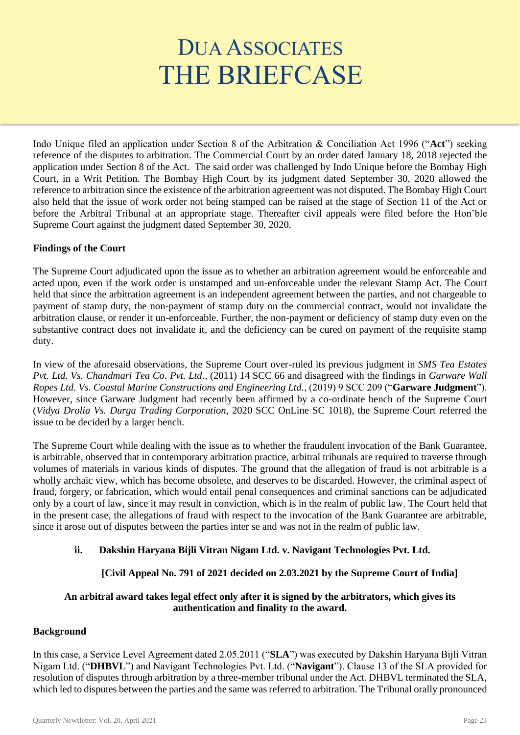Indo Unique filed an application under Section 8 of the Arbitration & Conciliation Act 1996 ("**Act**") seeking reference of the disputes to arbitration. The Commercial Court by an order dated January 18, 2018 rejected the application under Section 8 of the Act. The said order was challenged by Indo Unique before the Bombay High Court, in a Writ Petition. The Bombay High Court by its judgment dated September 30, 2020 allowed the reference to arbitration since the existence of the arbitration agreement was not disputed. The Bombay High Court also held that the issue of work order not being stamped can be raised at the stage of Section 11 of the Act or before the Arbitral Tribunal at an appropriate stage. Thereafter civil appeals were filed before the Hon'ble Supreme Court against the judgment dated September 30, 2020.

**Findings of the Court**

The Supreme Court adjudicated upon the issue as to whether an arbitration agreement would be enforceable and acted upon, even if the work order is unstamped and un-enforceable under the relevant Stamp Act. The Court held that since the arbitration agreement is an independent agreement between the parties, and not chargeable to payment of stamp duty, the non-payment of stamp duty on the commercial contract, would not invalidate the arbitration clause, or render it un-enforceable. Further, the non-payment or deficiency of stamp duty even on the substantive contract does not invalidate it, and the deficiency can be cured on payment of the requisite stamp duty.

In view of the aforesaid observations, the Supreme Court over-ruled its previous judgment in *SMS Tea Estates Pvt. Ltd. Vs. Chandmari Tea Co. Pvt. Ltd*., (2011) 14 SCC 66 and disagreed with the findings in *Garware Wall Ropes Ltd. Vs. Coastal Marine Constructions and Engineering Ltd.*, (2019) 9 SCC 209 ("**Garware Judgment**"). However, since Garware Judgment had recently been affirmed by a co-ordinate bench of the Supreme Court (*Vidya Drolia Vs. Durga Trading Corporation*, 2020 SCC OnLine SC 1018), the Supreme Court referred the issue to be decided by a larger bench.

The Supreme Court while dealing with the issue as to whether the fraudulent invocation of the Bank Guarantee, is arbitrable, observed that in contemporary arbitration practice, arbitral tribunals are required to traverse through volumes of materials in various kinds of disputes. The ground that the allegation of fraud is not arbitrable is a wholly archaic view, which has become obsolete, and deserves to be discarded. However, the criminal aspect of fraud, forgery, or fabrication, which would entail penal consequences and criminal sanctions can be adjudicated only by a court of law, since it may result in conviction, which is in the realm of public law. The Court held that in the present case, the allegations of fraud with respect to the invocation of the Bank Guarantee are arbitrable, since it arose out of disputes between the parties inter se and was not in the realm of public law.

**ii. Dakshin Haryana Bijli Vitran Nigam Ltd. v. Navigant Technologies Pvt. Ltd.**

**[Civil Appeal No. 791 of 2021 decided on 2.03.2021 by the Supreme Court of India]**

**An arbitral award takes legal effect only after it is signed by the arbitrators, which gives its authentication and finality to the award.**

**Background**

In this case, a Service Level Agreement dated 2.05.2011 ("**SLA**") was executed by Dakshin Haryana Bijli Vitran Nigam Ltd. ("**DHBVL**") and Navigant Technologies Pvt. Ltd. ("**Navigant**"). Clause 13 of the SLA provided for resolution of disputes through arbitration by a three-member tribunal under the Act. DHBVL terminated the SLA, which led to disputes between the parties and the same was referred to arbitration. The Tribunal orally pronounced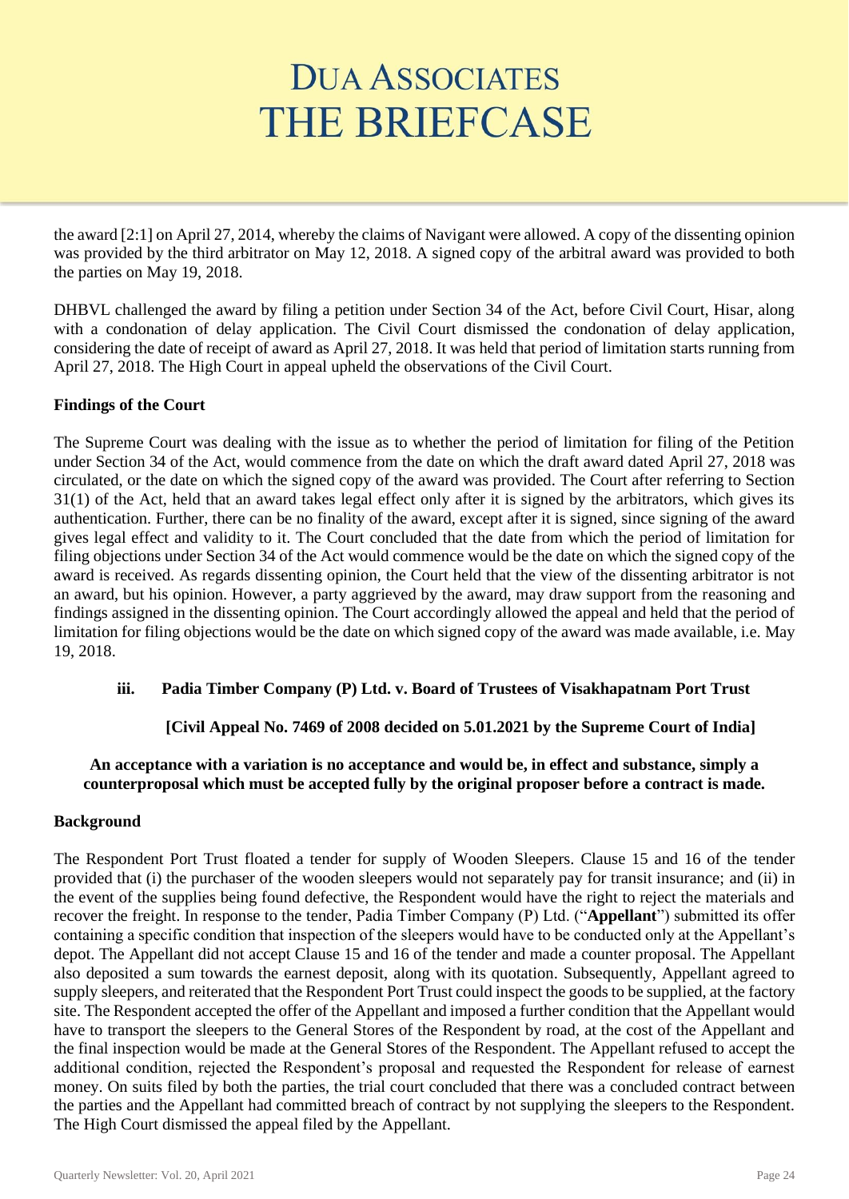the award [2:1] on April 27, 2014, whereby the claims of Navigant were allowed. A copy of the dissenting opinion was provided by the third arbitrator on May 12, 2018. A signed copy of the arbitral award was provided to both the parties on May 19, 2018.

DHBVL challenged the award by filing a petition under Section 34 of the Act, before Civil Court, Hisar, along with a condonation of delay application. The Civil Court dismissed the condonation of delay application, considering the date of receipt of award as April 27, 2018. It was held that period of limitation starts running from April 27, 2018. The High Court in appeal upheld the observations of the Civil Court.

**Findings of the Court**

The Supreme Court was dealing with the issue as to whether the period of limitation for filing of the Petition under Section 34 of the Act, would commence from the date on which the draft award dated April 27, 2018 was circulated, or the date on which the signed copy of the award was provided. The Court after referring to Section 31(1) of the Act, held that an award takes legal effect only after it is signed by the arbitrators, which gives its authentication. Further, there can be no finality of the award, except after it is signed, since signing of the award gives legal effect and validity to it. The Court concluded that the date from which the period of limitation for filing objections under Section 34 of the Act would commence would be the date on which the signed copy of the award is received. As regards dissenting opinion, the Court held that the view of the dissenting arbitrator is not an award, but his opinion. However, a party aggrieved by the award, may draw support from the reasoning and findings assigned in the dissenting opinion. The Court accordingly allowed the appeal and held that the period of limitation for filing objections would be the date on which signed copy of the award was made available, i.e. May 19, 2018.

### iii. Padia Timber Company (P) Ltd. v. Board of Trustees of Visakhapatnam Port Trust

**[Civil Appeal No. 7469 of 2008 decided on 5.01.2021 by the Supreme Court of India]**

**An acceptance with a variation is no acceptance and would be, in effect and substance, simply a counterproposal which must be accepted fully by the original proposer before a contract is made.**

**Background**

The Respondent Port Trust floated a tender for supply of Wooden Sleepers. Clause 15 and 16 of the tender provided that (i) the purchaser of the wooden sleepers would not separately pay for transit insurance; and (ii) in the event of the supplies being found defective, the Respondent would have the right to reject the materials and recover the freight. In response to the tender, Padia Timber Company (P) Ltd. ("**Appellant**") submitted its offer containing a specific condition that inspection of the sleepers would have to be conducted only at the Appellant's depot. The Appellant did not accept Clause 15 and 16 of the tender and made a counter proposal. The Appellant also deposited a sum towards the earnest deposit, along with its quotation. Subsequently, Appellant agreed to supply sleepers, and reiterated that the Respondent Port Trust could inspect the goods to be supplied, at the factory site. The Respondent accepted the offer of the Appellant and imposed a further condition that the Appellant would have to transport the sleepers to the General Stores of the Respondent by road, at the cost of the Appellant and the final inspection would be made at the General Stores of the Respondent. The Appellant refused to accept the additional condition, rejected the Respondent's proposal and requested the Respondent for release of earnest money. On suits filed by both the parties, the trial court concluded that there was a concluded contract between the parties and the Appellant had committed breach of contract by not supplying the sleepers to the Respondent. The High Court dismissed the appeal filed by the Appellant.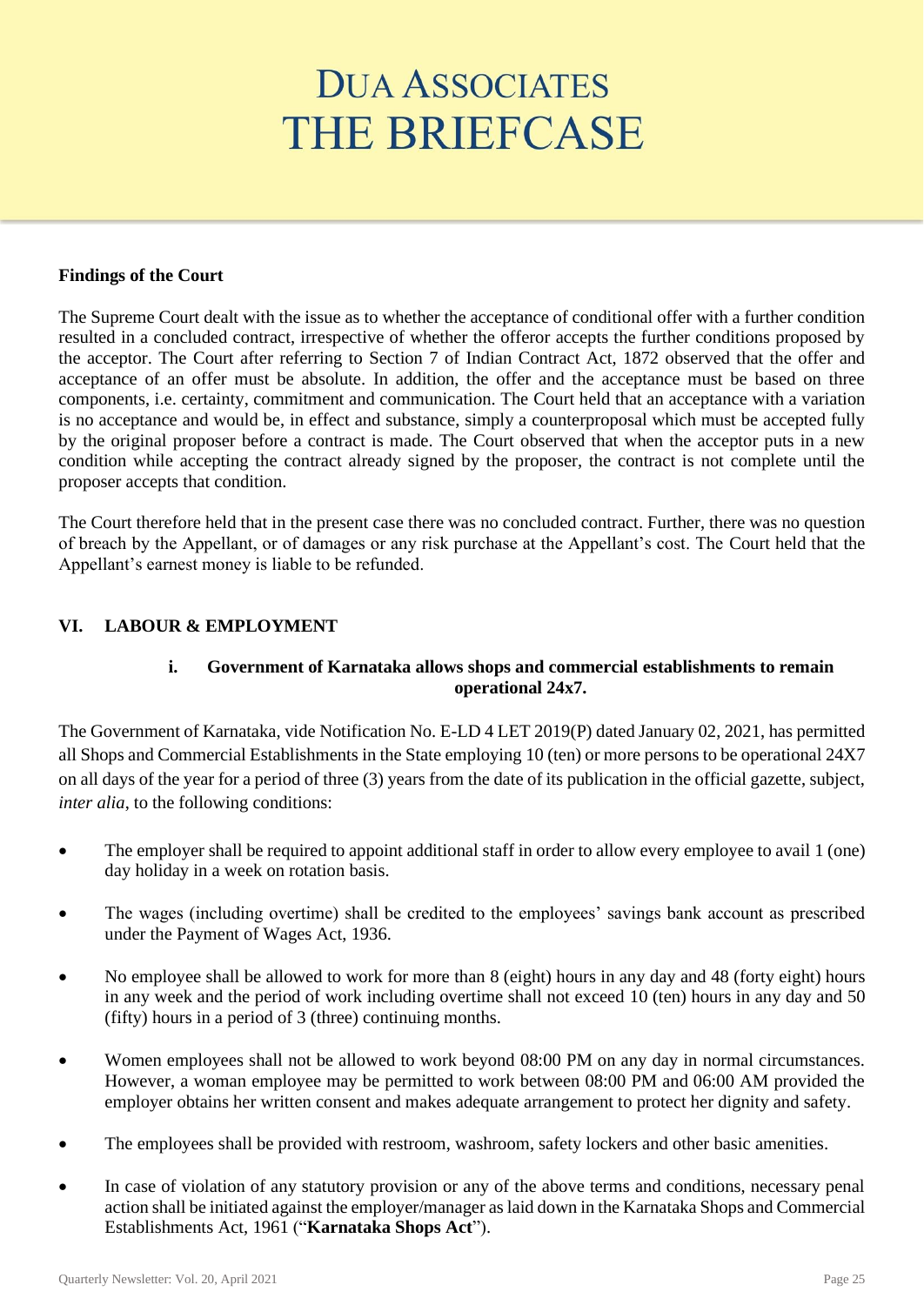**Findings of the Court**

The Supreme Court dealt with the issue as to whether the acceptance of conditional offer with a further condition resulted in a concluded contract, irrespective of whether the offeror accepts the further conditions proposed by the acceptor. The Court after referring to Section 7 of Indian Contract Act, 1872 observed that the offer and acceptance of an offer must be absolute. In addition, the offer and the acceptance must be based on three components, i.e. certainty, commitment and communication. The Court held that an acceptance with a variation is no acceptance and would be, in effect and substance, simply a counterproposal which must be accepted fully by the original proposer before a contract is made. The Court observed that when the acceptor puts in a new condition while accepting the contract already signed by the proposer, the contract is not complete until the proposer accepts that condition.

The Court therefore held that in the present case there was no concluded contract. Further, there was no question of breach by the Appellant, or of damages or any risk purchase at the Appellant's cost. The Court held that the Appellant's earnest money is liable to be refunded.

## VI. LABOUR & EMPLOYMENT

### i. Government of Karnataka allows shops and commercial establishments to remain operational 24x7.

The Government of Karnataka, vide Notification No. E-LD 4 LET 2019(P) dated January 02, 2021, has permitted all Shops and Commercial Establishments in the State employing 10 (ten) or more persons to be operational 24X7 on all days of the year for a period of three (3) years from the date of its publication in the official gazette, subject, *inter alia*, to the following conditions:

- The employer shall be required to appoint additional staff in order to allow every employee to avail 1 (one) day holiday in a week on rotation basis.
- The wages (including overtime) shall be credited to the employees' savings bank account as prescribed under the Payment of Wages Act, 1936.
- No employee shall be allowed to work for more than 8 (eight) hours in any day and 48 (forty eight) hours in any week and the period of work including overtime shall not exceed 10 (ten) hours in any day and 50 (fifty) hours in a period of 3 (three) continuing months.
- Women employees shall not be allowed to work beyond 08:00 PM on any day in normal circumstances. However, a woman employee may be permitted to work between 08:00 PM and 06:00 AM provided the employer obtains her written consent and makes adequate arrangement to protect her dignity and safety.
- The employees shall be provided with restroom, washroom, safety lockers and other basic amenities.
- In case of violation of any statutory provision or any of the above terms and conditions, necessary penal action shall be initiated against the employer/manager as laid down in the Karnataka Shops and Commercial Establishments Act, 1961 ("**Karnataka Shops Act**").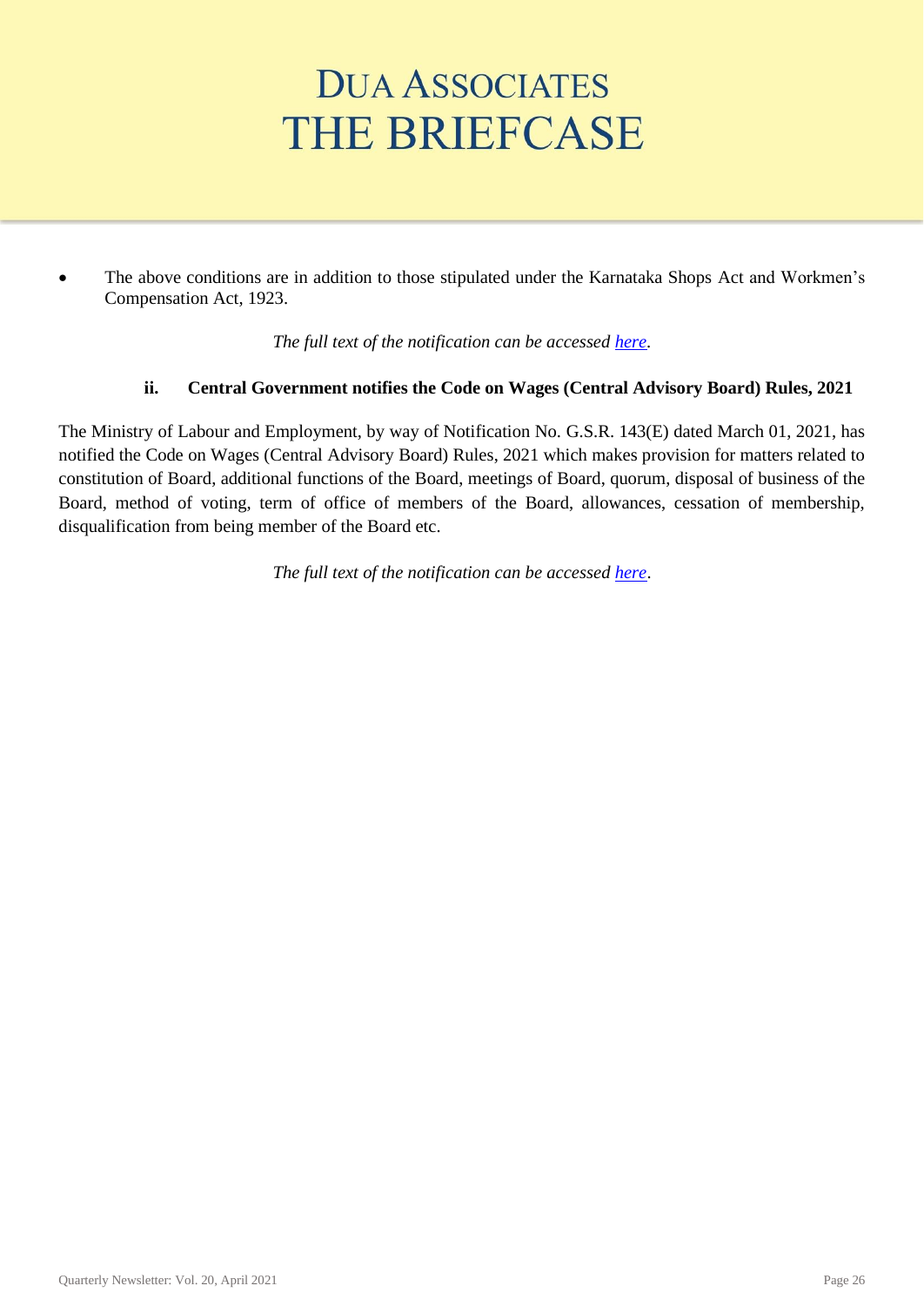- The above conditions are in addition to those stipulated under the Karnataka Shops Act and Workmen's Compensation Act, 1923.

*The full text of the notification can be accessed here.*

### ii. Central Government notifies the Code on Wages (Central Advisory Board) Rules, 2021

The Ministry of Labour and Employment, by way of Notification No. G.S.R. 143(E) dated March 01, 2021, has notified the Code on Wages (Central Advisory Board) Rules, 2021 which makes provision for matters related to constitution of Board, additional functions of the Board, meetings of Board, quorum, disposal of business of the Board, method of voting, term of office of members of the Board, allowances, cessation of membership, disqualification from being member of the Board etc.

*The full text of the notification can be accessed here.*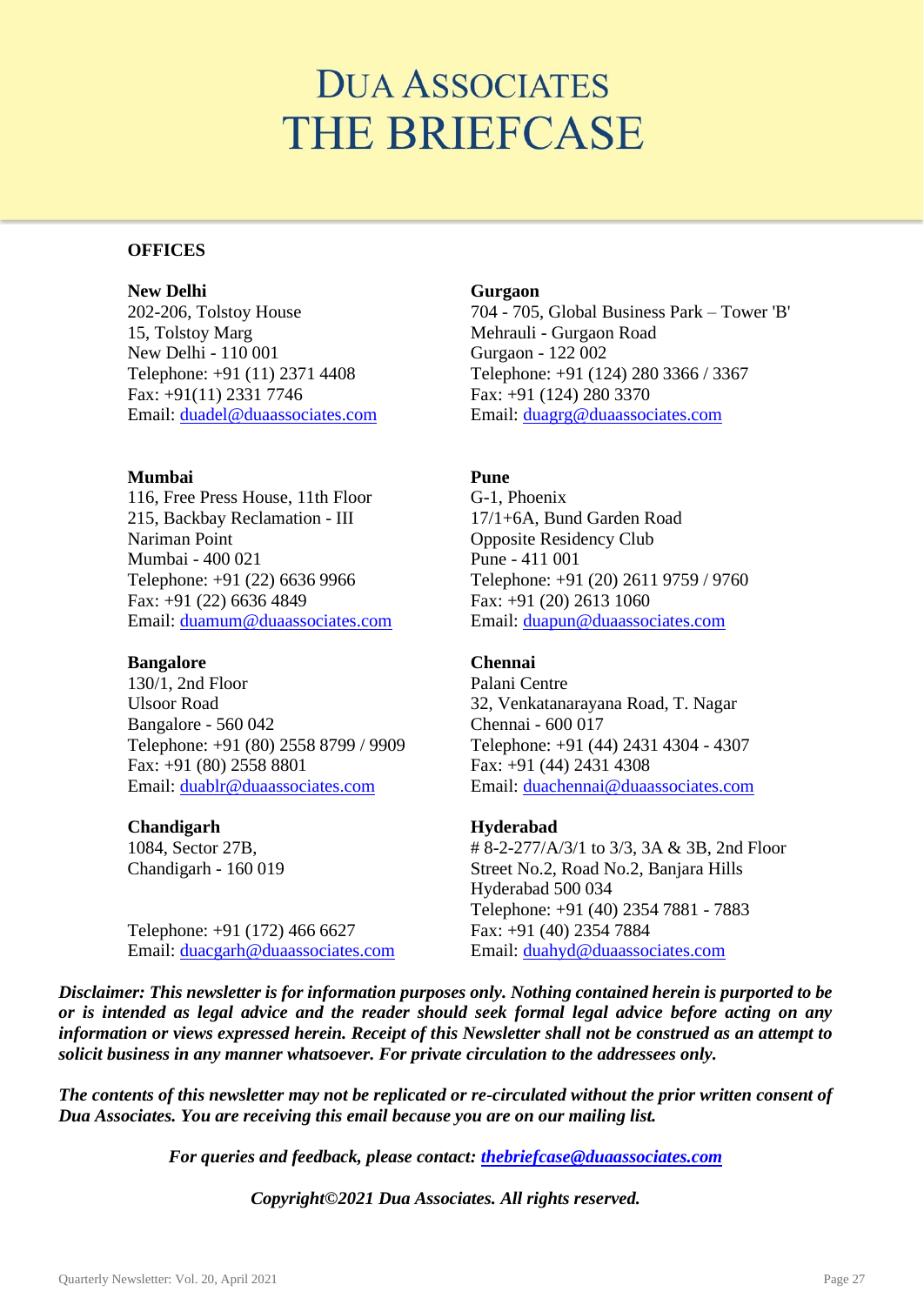# DUA ASSOCIATES
# THE BRIEFCASE

**OFFICES**

**New Delhi**
202-206, Tolstoy House
15, Tolstoy Marg
New Delhi - 110 001
Telephone: +91 (11) 2371 4408
Fax: +91(11) 2331 7746
Email: duadel@duaassociates.com

**Gurgaon**
704 - 705, Global Business Park – Tower 'B'
Mehrauli - Gurgaon Road
Gurgaon - 122 002
Telephone: +91 (124) 280 3366 / 3367
Fax: +91 (124) 280 3370
Email: duagrg@duaassociates.com

**Mumbai**
116, Free Press House, 11th Floor
215, Backbay Reclamation - III
Nariman Point
Mumbai - 400 021
Telephone: +91 (22) 6636 9966
Fax: +91 (22) 6636 4849
Email: duamum@duaassociates.com

**Pune**
G-1, Phoenix
17/1+6A, Bund Garden Road
Opposite Residency Club
Pune - 411 001
Telephone: +91 (20) 2611 9759 / 9760
Fax: +91 (20) 2613 1060
Email: duapun@duaassociates.com

**Bangalore**
130/1, 2nd Floor
Ulsoor Road
Bangalore - 560 042
Telephone: +91 (80) 2558 8799 / 9909
Fax: +91 (80) 2558 8801
Email: duablr@duaassociates.com

**Chennai**
Palani Centre
32, Venkatanarayana Road, T. Nagar
Chennai - 600 017
Telephone: +91 (44) 2431 4304 - 4307
Fax: +91 (44) 2431 4308
Email: duachennai@duaassociates.com

**Chandigarh**
1084, Sector 27B,
Chandigarh - 160 019

Telephone: +91 (172) 466 6627
Email: duacgarh@duaassociates.com

**Hyderabad**
# 8-2-277/A/3/1 to 3/3, 3A & 3B, 2nd Floor
Street No.2, Road No.2, Banjara Hills
Hyderabad 500 034
Telephone: +91 (40) 2354 7881 - 7883
Fax: +91 (40) 2354 7884
Email: duahyd@duaassociates.com

***Disclaimer: This newsletter is for information purposes only. Nothing contained herein is purported to be or is intended as legal advice and the reader should seek formal legal advice before acting on any information or views expressed herein. Receipt of this Newsletter shall not be construed as an attempt to solicit business in any manner whatsoever. For private circulation to the addressees only.***

***The contents of this newsletter may not be replicated or re-circulated without the prior written consent of Dua Associates. You are receiving this email because you are on our mailing list.***

***For queries and feedback, please contact: thebriefcase@duaassociates.com***

***Copyright©2021 Dua Associates. All rights reserved.***